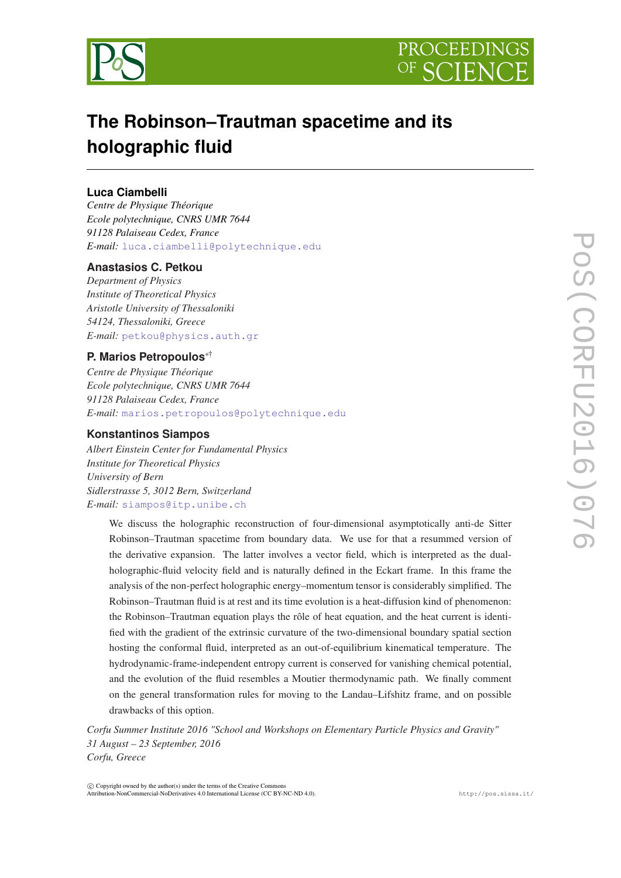# The Robinson–Trautman spacetime and its holographic fluid

**Luca Ciambelli**
*Centre de Physique Théorique*
*Ecole polytechnique, CNRS UMR 7644*
*91128 Palaiseau Cedex, France*
*E-mail:* luca.ciambelli@polytechnique.edu

**Anastasios C. Petkou**
*Department of Physics*
*Institute of Theoretical Physics*
*Aristotle University of Thessaloniki*
*54124, Thessaloniki, Greece*
*E-mail:* petkou@physics.auth.gr

**P. Marios Petropoulos**[*†]
*Centre de Physique Théorique*
*Ecole polytechnique, CNRS UMR 7644*
*91128 Palaiseau Cedex, France*
*E-mail:* marios.petropoulos@polytechnique.edu

**Konstantinos Siampos**
*Albert Einstein Center for Fundamental Physics*
*Institute for Theoretical Physics*
*University of Bern*
*Sidlerstrasse 5, 3012 Bern, Switzerland*
*E-mail:* siampos@itp.unibe.ch

We discuss the holographic reconstruction of four-dimensional asymptotically anti-de Sitter Robinson–Trautman spacetime from boundary data. We use for that a resummed version of the derivative expansion. The latter involves a vector field, which is interpreted as the dual-holographic-fluid velocity field and is naturally defined in the Eckart frame. In this frame the analysis of the non-perfect holographic energy–momentum tensor is considerably simplified. The Robinson–Trautman fluid is at rest and its time evolution is a heat-diffusion kind of phenomenon: the Robinson–Trautman equation plays the rôle of heat equation, and the heat current is identified with the gradient of the extrinsic curvature of the two-dimensional boundary spatial section hosting the conformal fluid, interpreted as an out-of-equilibrium kinematical temperature. The hydrodynamic-frame-independent entropy current is conserved for vanishing chemical potential, and the evolution of the fluid resembles a Moutier thermodynamic path. We finally comment on the general transformation rules for moving to the Landau–Lifshitz frame, and on possible drawbacks of this option.

*Corfu Summer Institute 2016 "School and Workshops on Elementary Particle Physics and Gravity"*
*31 August – 23 September, 2016*
*Corfu, Greece*

© Copyright owned by the author(s) under the terms of the Creative Commons Attribution-NonCommercial-NoDerivatives 4.0 International License (CC BY-NC-ND 4.0).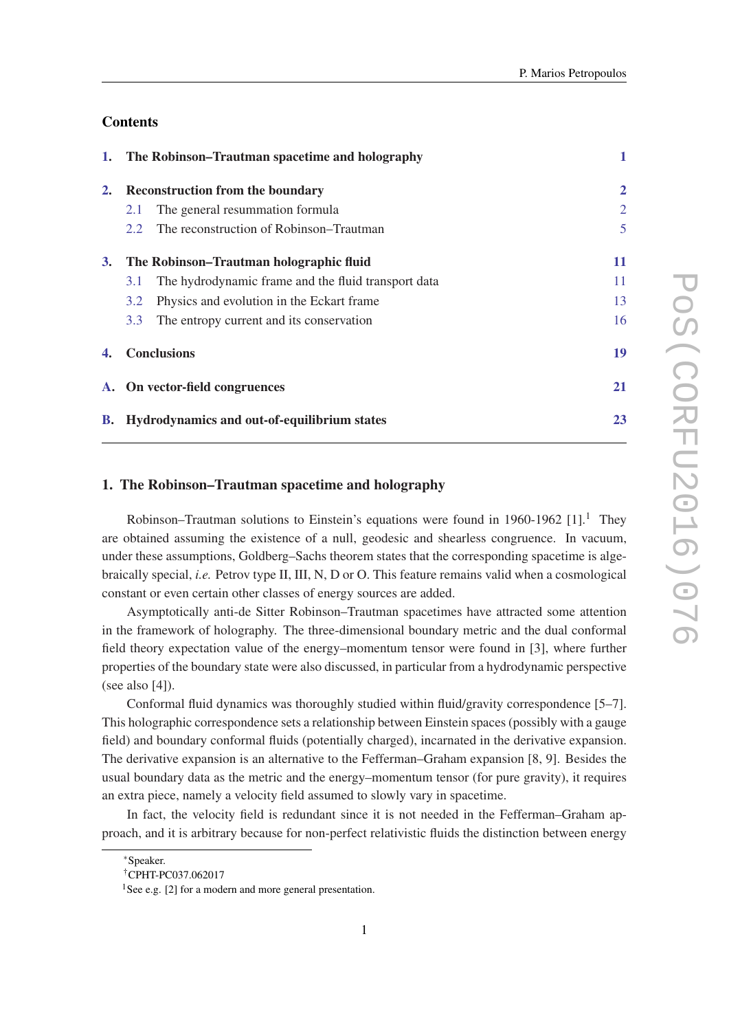## Contents

| | | |
|---|---|---|
| **1.** | **The Robinson–Trautman spacetime and holography** | **1** |
| **2.** | **Reconstruction from the boundary** | **2** |
| 2.1 | The general resummation formula | 2 |
| 2.2 | The reconstruction of Robinson–Trautman | 5 |
| **3.** | **The Robinson–Trautman holographic fluid** | **11** |
| 3.1 | The hydrodynamic frame and the fluid transport data | 11 |
| 3.2 | Physics and evolution in the Eckart frame | 13 |
| 3.3 | The entropy current and its conservation | 16 |
| **4.** | **Conclusions** | **19** |
| **A.** | **On vector-field congruences** | **21** |
| **B.** | **Hydrodynamics and out-of-equilibrium states** | **23** |

## 1. The Robinson–Trautman spacetime and holography

Robinson–Trautman solutions to Einstein's equations were found in 1960-1962 [1].[1] They are obtained assuming the existence of a null, geodesic and shearless congruence. In vacuum, under these assumptions, Goldberg–Sachs theorem states that the corresponding spacetime is algebraically special, *i.e.* Petrov type II, III, N, D or O. This feature remains valid when a cosmological constant or even certain other classes of energy sources are added.

Asymptotically anti-de Sitter Robinson–Trautman spacetimes have attracted some attention in the framework of holography. The three-dimensional boundary metric and the dual conformal field theory expectation value of the energy–momentum tensor were found in [3], where further properties of the boundary state were also discussed, in particular from a hydrodynamic perspective (see also [4]).

Conformal fluid dynamics was thoroughly studied within fluid/gravity correspondence [5–7]. This holographic correspondence sets a relationship between Einstein spaces (possibly with a gauge field) and boundary conformal fluids (potentially charged), incarnated in the derivative expansion. The derivative expansion is an alternative to the Fefferman–Graham expansion [8, 9]. Besides the usual boundary data as the metric and the energy–momentum tensor (for pure gravity), it requires an extra piece, namely a velocity field assumed to slowly vary in spacetime.

In fact, the velocity field is redundant since it is not needed in the Fefferman–Graham approach, and it is arbitrary because for non-perfect relativistic fluids the distinction between energy

---

*Speaker.

†CPHT-PC037.062017

[1] See e.g. [2] for a modern and more general presentation.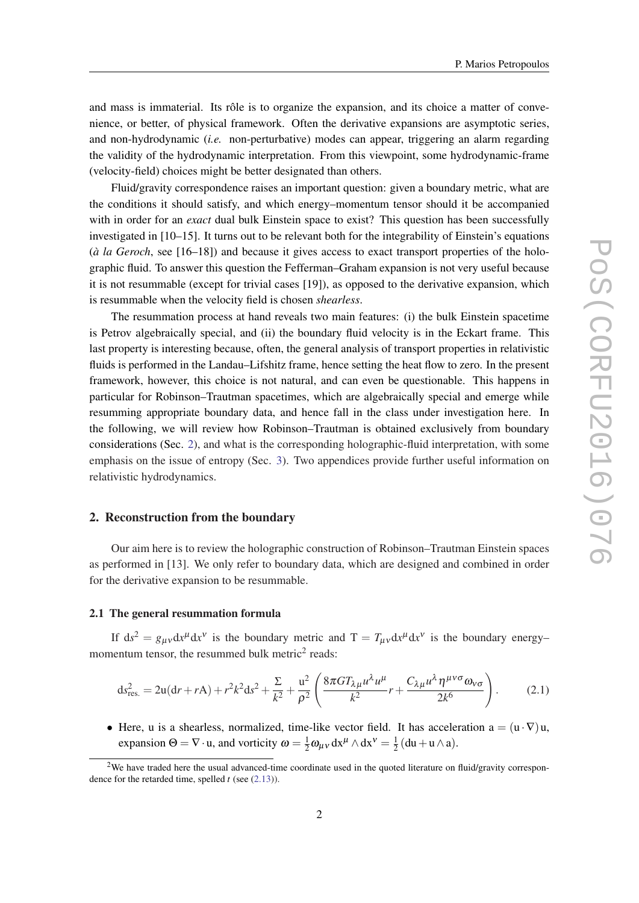and mass is immaterial. Its rôle is to organize the expansion, and its choice a matter of convenience, or better, of physical framework. Often the derivative expansions are asymptotic series, and non-hydrodynamic (*i.e.* non-perturbative) modes can appear, triggering an alarm regarding the validity of the hydrodynamic interpretation. From this viewpoint, some hydrodynamic-frame (velocity-field) choices might be better designated than others.

Fluid/gravity correspondence raises an important question: given a boundary metric, what are the conditions it should satisfy, and which energy–momentum tensor should it be accompanied with in order for an *exact* dual bulk Einstein space to exist? This question has been successfully investigated in [10–15]. It turns out to be relevant both for the integrability of Einstein's equations (*à la Geroch*, see [16–18]) and because it gives access to exact transport properties of the holographic fluid. To answer this question the Fefferman–Graham expansion is not very useful because it is not resummable (except for trivial cases [19]), as opposed to the derivative expansion, which is resummable when the velocity field is chosen *shearless*.

The resummation process at hand reveals two main features: (i) the bulk Einstein spacetime is Petrov algebraically special, and (ii) the boundary fluid velocity is in the Eckart frame. This last property is interesting because, often, the general analysis of transport properties in relativistic fluids is performed in the Landau–Lifshitz frame, hence setting the heat flow to zero. In the present framework, however, this choice is not natural, and can even be questionable. This happens in particular for Robinson–Trautman spacetimes, which are algebraically special and emerge while resumming appropriate boundary data, and hence fall in the class under investigation here. In the following, we will review how Robinson–Trautman is obtained exclusively from boundary considerations (Sec. 2), and what is the corresponding holographic-fluid interpretation, with some emphasis on the issue of entropy (Sec. 3). Two appendices provide further useful information on relativistic hydrodynamics.

## 2. Reconstruction from the boundary

Our aim here is to review the holographic construction of Robinson–Trautman Einstein spaces as performed in [13]. We only refer to boundary data, which are designed and combined in order for the derivative expansion to be resummable.

### 2.1 The general resummation formula

If $\mathrm{d}s^2 = g_{\mu\nu}\mathrm{d}x^\mu \mathrm{d}x^\nu$ is the boundary metric and $\mathrm{T} = T_{\mu\nu}\mathrm{d}x^\mu \mathrm{d}x^\nu$ is the boundary energy–momentum tensor, the resummed bulk metric[2] reads:

$$\mathrm{d}s^2_{\text{res.}} = 2\mathrm{u}(\mathrm{d}r + r\mathrm{A}) + r^2k^2\mathrm{d}s^2 + \frac{\Sigma}{k^2} + \frac{\mathrm{u}^2}{\rho^2}\left(\frac{8\pi G T_{\lambda\mu}u^\lambda u^\mu}{k^2}r + \frac{C_{\lambda\mu}u^\lambda \eta^{\mu\nu\sigma}\omega_{\nu\sigma}}{2k^6}\right). \tag{2.1}$$

- Here, u is a shearless, normalized, time-like vector field. It has acceleration $\mathrm{a} = (\mathrm{u}\cdot\nabla)\,\mathrm{u}$, expansion $\Theta = \nabla\cdot\mathrm{u}$, and vorticity $\omega = \frac{1}{2}\omega_{\mu\nu}\,\mathrm{d}x^\mu \wedge \mathrm{d}x^\nu = \frac{1}{2}\,(\mathrm{d}\mathrm{u} + \mathrm{u}\wedge\mathrm{a})$.

[2] We have traded here the usual advanced-time coordinate used in the quoted literature on fluid/gravity correspondence for the retarded time, spelled $t$ (see (2.13)).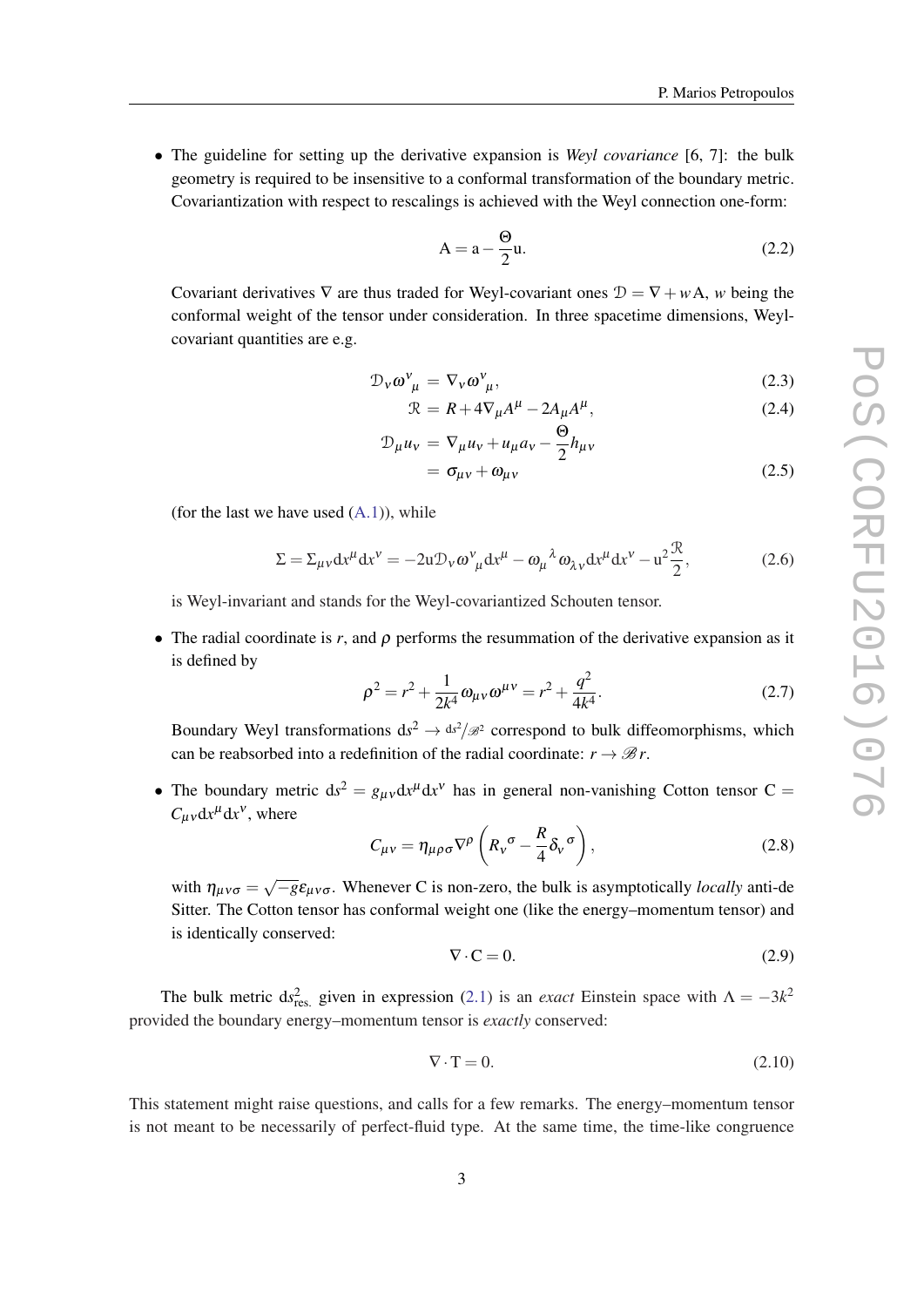- The guideline for setting up the derivative expansion is *Weyl covariance* [6, 7]: the bulk geometry is required to be insensitive to a conformal transformation of the boundary metric. Covariantization with respect to rescalings is achieved with the Weyl connection one-form:

$$\mathrm{A} = \mathrm{a} - \frac{\Theta}{2}\mathrm{u}. \tag{2.2}$$

Covariant derivatives $\nabla$ are thus traded for Weyl-covariant ones $\mathcal{D} = \nabla + w\mathrm{A}$, $w$ being the conformal weight of the tensor under consideration. In three spacetime dimensions, Weyl-covariant quantities are e.g.

$$\mathcal{D}_\nu \omega^\nu{}_\mu = \nabla_\nu \omega^\nu{}_\mu, \tag{2.3}$$

$$\mathcal{R} = R + 4\nabla_\mu A^\mu - 2A_\mu A^\mu, \tag{2.4}$$

$$\begin{aligned}\mathcal{D}_\mu u_\nu &= \nabla_\mu u_\nu + u_\mu a_\nu - \frac{\Theta}{2} h_{\mu\nu} \\ &= \sigma_{\mu\nu} + \omega_{\mu\nu}\end{aligned} \tag{2.5}$$

(for the last we have used (A.1)), while

$$\Sigma = \Sigma_{\mu\nu}\mathrm{d}x^\mu \mathrm{d}x^\nu = -2\mathrm{u}\mathcal{D}_\nu \omega^\nu{}_\mu \mathrm{d}x^\mu - \omega_\mu{}^\lambda \omega_{\lambda\nu}\mathrm{d}x^\mu \mathrm{d}x^\nu - \mathrm{u}^2 \frac{\mathcal{R}}{2}, \tag{2.6}$$

is Weyl-invariant and stands for the Weyl-covariantized Schouten tensor.

- The radial coordinate is $r$, and $\rho$ performs the resummation of the derivative expansion as it is defined by

$$\rho^2 = r^2 + \frac{1}{2k^4}\omega_{\mu\nu}\omega^{\mu\nu} = r^2 + \frac{q^2}{4k^4}. \tag{2.7}$$

Boundary Weyl transformations $\mathrm{d}s^2 \to \mathrm{d}s^2/\mathscr{B}^2$ correspond to bulk diffeomorphisms, which can be reabsorbed into a redefinition of the radial coordinate: $r \to \mathscr{B}r$.

- The boundary metric $\mathrm{d}s^2 = g_{\mu\nu}\mathrm{d}x^\mu \mathrm{d}x^\nu$ has in general non-vanishing Cotton tensor $\mathrm{C} = C_{\mu\nu}\mathrm{d}x^\mu \mathrm{d}x^\nu$, where

$$C_{\mu\nu} = \eta_{\mu\rho\sigma}\nabla^\rho \left( R_\nu{}^\sigma - \frac{R}{4}\delta_\nu{}^\sigma \right), \tag{2.8}$$

with $\eta_{\mu\nu\sigma} = \sqrt{-g}\epsilon_{\mu\nu\sigma}$. Whenever C is non-zero, the bulk is asymptotically *locally* anti-de Sitter. The Cotton tensor has conformal weight one (like the energy–momentum tensor) and is identically conserved:

$$\nabla \cdot \mathrm{C} = 0. \tag{2.9}$$

The bulk metric $\mathrm{d}s^2_{\text{res.}}$ given in expression (2.1) is an *exact* Einstein space with $\Lambda = -3k^2$ provided the boundary energy–momentum tensor is *exactly* conserved:

$$\nabla \cdot \mathrm{T} = 0. \tag{2.10}$$

This statement might raise questions, and calls for a few remarks. The energy–momentum tensor is not meant to be necessarily of perfect-fluid type. At the same time, the time-like congruence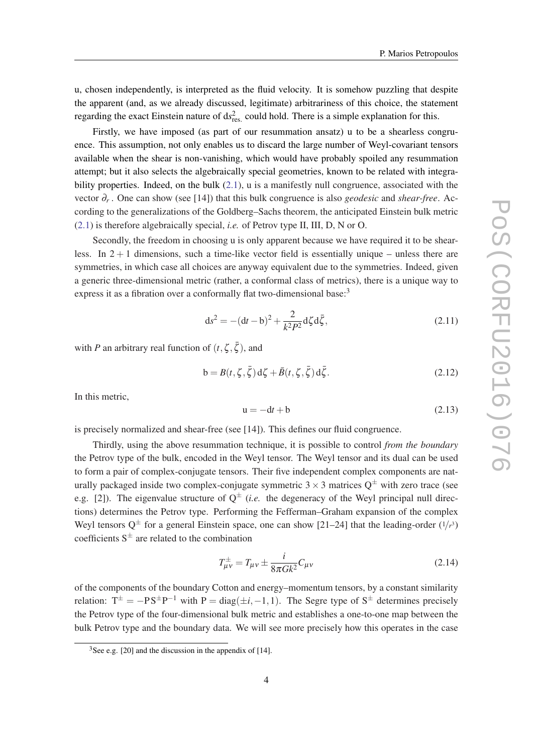u, chosen independently, is interpreted as the fluid velocity. It is somehow puzzling that despite the apparent (and, as we already discussed, legitimate) arbitrariness of this choice, the statement regarding the exact Einstein nature of $ds^2_{\text{res.}}$ could hold. There is a simple explanation for this.

Firstly, we have imposed (as part of our resummation ansatz) u to be a shearless congruence. This assumption, not only enables us to discard the large number of Weyl-covariant tensors available when the shear is non-vanishing, which would have probably spoiled any resummation attempt; but it also selects the algebraically special geometries, known to be related with integrability properties. Indeed, on the bulk (2.1), u is a manifestly null congruence, associated with the vector $\partial_r$. One can show (see [14]) that this bulk congruence is also *geodesic* and *shear-free*. According to the generalizations of the Goldberg–Sachs theorem, the anticipated Einstein bulk metric (2.1) is therefore algebraically special, *i.e.* of Petrov type II, III, D, N or O.

Secondly, the freedom in choosing u is only apparent because we have required it to be shearless. In $2+1$ dimensions, such a time-like vector field is essentially unique – unless there are symmetries, in which case all choices are anyway equivalent due to the symmetries. Indeed, given a generic three-dimensional metric (rather, a conformal class of metrics), there is a unique way to express it as a fibration over a conformally flat two-dimensional base:[3]

$$ds^2 = -(dt - b)^2 + \frac{2}{k^2 P^2} d\zeta d\bar{\zeta}, \tag{2.11}$$

with $P$ an arbitrary real function of $(t, \zeta, \bar{\zeta})$, and

$$b = B(t, \zeta, \bar{\zeta})\, d\zeta + \bar{B}(t, \zeta, \bar{\zeta})\, d\bar{\zeta}. \tag{2.12}$$

In this metric,

$$u = -dt + b \tag{2.13}$$

is precisely normalized and shear-free (see [14]). This defines our fluid congruence.

Thirdly, using the above resummation technique, it is possible to control *from the boundary* the Petrov type of the bulk, encoded in the Weyl tensor. The Weyl tensor and its dual can be used to form a pair of complex-conjugate tensors. Their five independent complex components are naturally packaged inside two complex-conjugate symmetric $3 \times 3$ matrices $Q^{\pm}$ with zero trace (see e.g. [2]). The eigenvalue structure of $Q^{\pm}$ (*i.e.* the degeneracy of the Weyl principal null directions) determines the Petrov type. Performing the Fefferman–Graham expansion of the complex Weyl tensors $Q^{\pm}$ for a general Einstein space, one can show [21–24] that the leading-order ($1/r^3$) coefficients $S^{\pm}$ are related to the combination

$$T^{\pm}_{\mu\nu} = T_{\mu\nu} \pm \frac{i}{8\pi G k^2} C_{\mu\nu} \tag{2.14}$$

of the components of the boundary Cotton and energy–momentum tensors, by a constant similarity relation: $T^{\pm} = -P S^{\pm} P^{-1}$ with $P = \text{diag}(\pm i, -1, 1)$. The Segre type of $S^{\pm}$ determines precisely the Petrov type of the four-dimensional bulk metric and establishes a one-to-one map between the bulk Petrov type and the boundary data. We will see more precisely how this operates in the case

[3] See e.g. [20] and the discussion in the appendix of [14].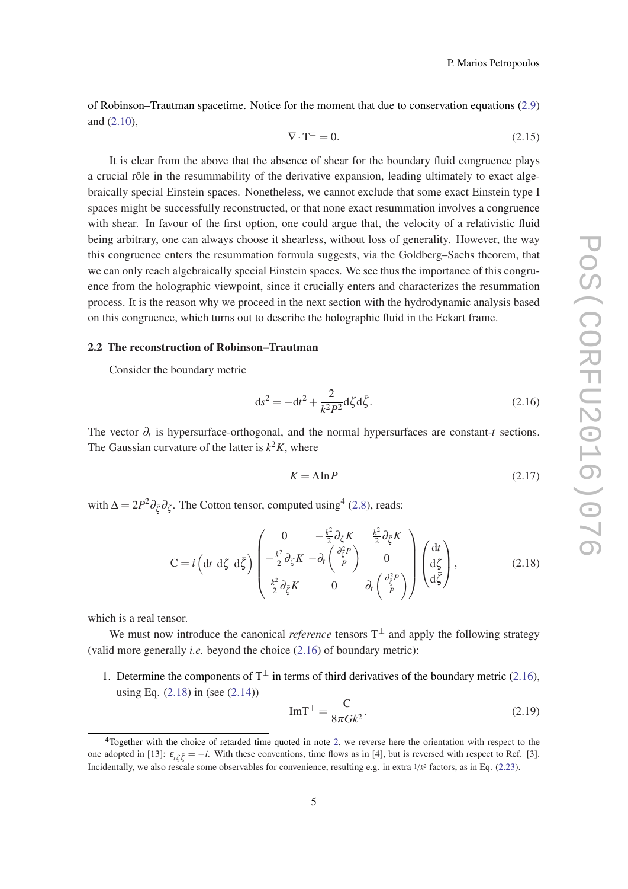of Robinson–Trautman spacetime. Notice for the moment that due to conservation equations (2.9) and (2.10),

$$\nabla \cdot \mathrm{T}^{\pm} = 0. \tag{2.15}$$

It is clear from the above that the absence of shear for the boundary fluid congruence plays a crucial rôle in the resummability of the derivative expansion, leading ultimately to exact algebraically special Einstein spaces. Nonetheless, we cannot exclude that some exact Einstein type I spaces might be successfully reconstructed, or that none exact resummation involves a congruence with shear. In favour of the first option, one could argue that, the velocity of a relativistic fluid being arbitrary, one can always choose it shearless, without loss of generality. However, the way this congruence enters the resummation formula suggests, via the Goldberg–Sachs theorem, that we can only reach algebraically special Einstein spaces. We see thus the importance of this congruence from the holographic viewpoint, since it crucially enters and characterizes the resummation process. It is the reason why we proceed in the next section with the hydrodynamic analysis based on this congruence, which turns out to describe the holographic fluid in the Eckart frame.

### 2.2 The reconstruction of Robinson–Trautman

Consider the boundary metric

$$\mathrm{d}s^2 = -\mathrm{d}t^2 + \frac{2}{k^2 P^2}\mathrm{d}\zeta \mathrm{d}\bar{\zeta}. \tag{2.16}$$

The vector $\partial_t$ is hypersurface-orthogonal, and the normal hypersurfaces are constant-$t$ sections. The Gaussian curvature of the latter is $k^2 K$, where

$$K = \Delta \ln P \tag{2.17}$$

with $\Delta = 2P^2 \partial_{\bar{\zeta}} \partial_{\zeta}$. The Cotton tensor, computed using[4] (2.8), reads:

$$\mathrm{C} = i \begin{pmatrix} \mathrm{d}t & \mathrm{d}\zeta & \mathrm{d}\bar{\zeta} \end{pmatrix} \begin{pmatrix} 0 & -\frac{k^2}{2}\partial_{\zeta} K & \frac{k^2}{2}\partial_{\bar{\zeta}} K \\ -\frac{k^2}{2}\partial_{\zeta} K & -\partial_t \left(\frac{\partial_{\zeta}^2 P}{P}\right) & 0 \\ \frac{k^2}{2}\partial_{\bar{\zeta}} K & 0 & \partial_t \left(\frac{\partial_{\bar{\zeta}}^2 P}{P}\right) \end{pmatrix} \begin{pmatrix} \mathrm{d}t \\ \mathrm{d}\zeta \\ \mathrm{d}\bar{\zeta} \end{pmatrix}, \tag{2.18}$$

which is a real tensor.

We must now introduce the canonical *reference* tensors $\mathrm{T}^{\pm}$ and apply the following strategy (valid more generally *i.e.* beyond the choice (2.16) of boundary metric):

1. Determine the components of $\mathrm{T}^{\pm}$ in terms of third derivatives of the boundary metric (2.16), using Eq. (2.18) in (see (2.14))

$$\mathrm{Im}\mathrm{T}^{+} = \frac{\mathrm{C}}{8\pi G k^2}. \tag{2.19}$$

[4] Together with the choice of retarded time quoted in note 2, we reverse here the orientation with respect to the one adopted in [13]: $\varepsilon_{t\zeta\bar{\zeta}} = -i$. With these conventions, time flows as in [4], but is reversed with respect to Ref. [3]. Incidentally, we also rescale some observables for convenience, resulting e.g. in extra $1/k^2$ factors, as in Eq. (2.23).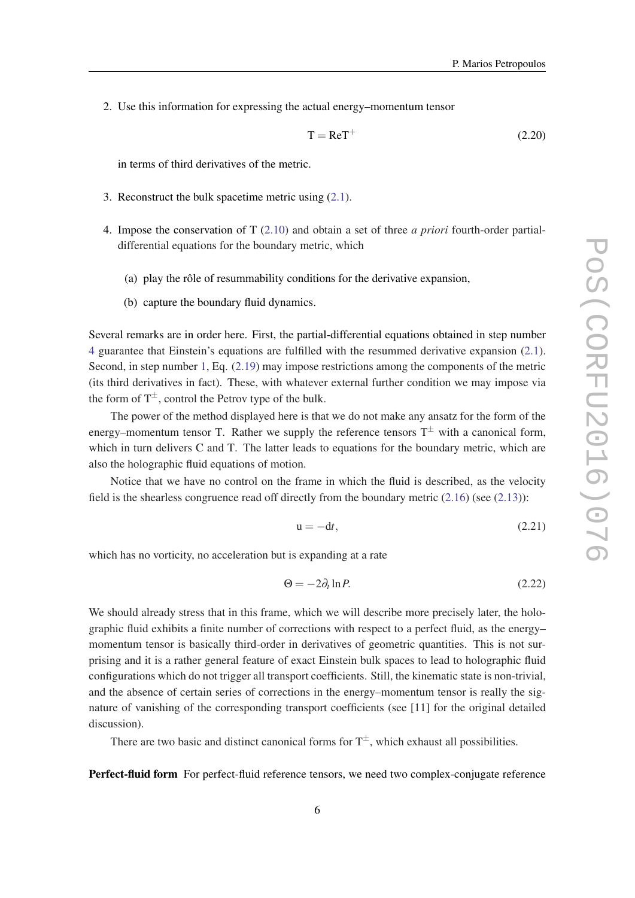2. Use this information for expressing the actual energy–momentum tensor

$$\mathrm{T} = \mathrm{Re}\mathrm{T}^{+} \tag{2.20}$$

in terms of third derivatives of the metric.

3. Reconstruct the bulk spacetime metric using (2.1).

4. Impose the conservation of T (2.10) and obtain a set of three *a priori* fourth-order partial-differential equations for the boundary metric, which

   (a) play the rôle of resummability conditions for the derivative expansion,

   (b) capture the boundary fluid dynamics.

Several remarks are in order here. First, the partial-differential equations obtained in step number 4 guarantee that Einstein's equations are fulfilled with the resummed derivative expansion (2.1). Second, in step number 1, Eq. (2.19) may impose restrictions among the components of the metric (its third derivatives in fact). These, with whatever external further condition we may impose via the form of $\mathrm{T}^{\pm}$, control the Petrov type of the bulk.

The power of the method displayed here is that we do not make any ansatz for the form of the energy–momentum tensor T. Rather we supply the reference tensors $\mathrm{T}^{\pm}$ with a canonical form, which in turn delivers C and T. The latter leads to equations for the boundary metric, which are also the holographic fluid equations of motion.

Notice that we have no control on the frame in which the fluid is described, as the velocity field is the shearless congruence read off directly from the boundary metric (2.16) (see (2.13)):

$$\mathrm{u} = -\mathrm{d}t, \tag{2.21}$$

which has no vorticity, no acceleration but is expanding at a rate

$$\Theta = -2\partial_t \ln P. \tag{2.22}$$

We should already stress that in this frame, which we will describe more precisely later, the holographic fluid exhibits a finite number of corrections with respect to a perfect fluid, as the energy–momentum tensor is basically third-order in derivatives of geometric quantities. This is not surprising and it is a rather general feature of exact Einstein bulk spaces to lead to holographic fluid configurations which do not trigger all transport coefficients. Still, the kinematic state is non-trivial, and the absence of certain series of corrections in the energy–momentum tensor is really the signature of vanishing of the corresponding transport coefficients (see [11] for the original detailed discussion).

There are two basic and distinct canonical forms for $\mathrm{T}^{\pm}$, which exhaust all possibilities.

**Perfect-fluid form** For perfect-fluid reference tensors, we need two complex-conjugate reference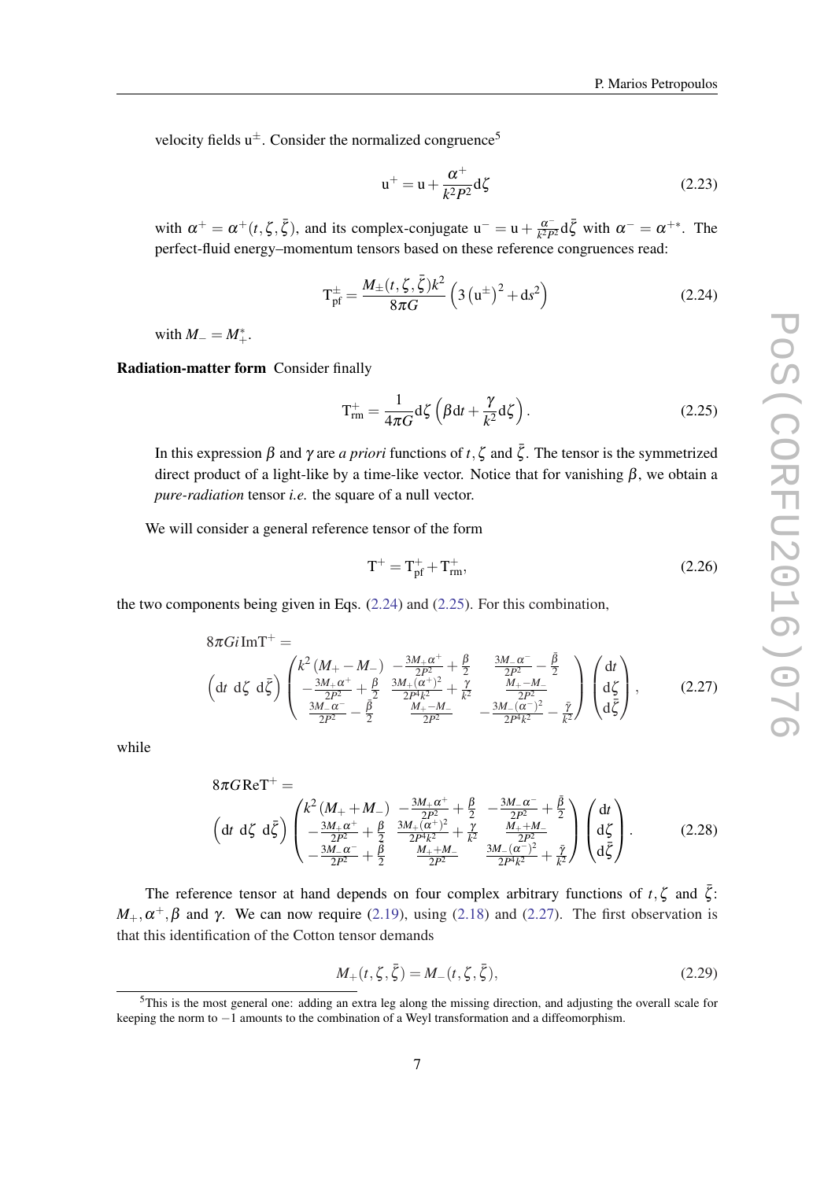velocity fields $\mathrm{u}^{\pm}$. Consider the normalized congruence[5]

$$\mathrm{u}^{+} = \mathrm{u} + \frac{\alpha^{+}}{k^2 P^2}\mathrm{d}\zeta \tag{2.23}$$

with $\alpha^{+} = \alpha^{+}(t,\zeta,\bar{\zeta})$, and its complex-conjugate $\mathrm{u}^{-} = \mathrm{u} + \frac{\alpha^{-}}{k^2 P^2}\mathrm{d}\bar{\zeta}$ with $\alpha^{-} = \alpha^{+*}$. The perfect-fluid energy–momentum tensors based on these reference congruences read:

$$\mathrm{T}^{\pm}_{\mathrm{pf}} = \frac{M_{\pm}(t,\zeta,\bar{\zeta})k^2}{8\pi G}\left(3\left(\mathrm{u}^{\pm}\right)^2 + \mathrm{d}s^2\right) \tag{2.24}$$

with $M_{-} = M_{+}^{*}$.

**Radiation-matter form** Consider finally

$$\mathrm{T}^{+}_{\mathrm{rm}} = \frac{1}{4\pi G}\mathrm{d}\zeta\left(\beta \mathrm{d}t + \frac{\gamma}{k^2}\mathrm{d}\zeta\right). \tag{2.25}$$

In this expression $\beta$ and $\gamma$ are *a priori* functions of $t, \zeta$ and $\bar{\zeta}$. The tensor is the symmetrized direct product of a light-like by a time-like vector. Notice that for vanishing $\beta$, we obtain a *pure-radiation* tensor *i.e.* the square of a null vector.

We will consider a general reference tensor of the form

$$\mathrm{T}^{+} = \mathrm{T}^{+}_{\mathrm{pf}} + \mathrm{T}^{+}_{\mathrm{rm}}, \tag{2.26}$$

the two components being given in Eqs. (2.24) and (2.25). For this combination,

$$8\pi G i \,\mathrm{Im}\mathrm{T}^{+} = \begin{pmatrix}\mathrm{d}t & \mathrm{d}\zeta & \mathrm{d}\bar{\zeta}\end{pmatrix}\begin{pmatrix} k^2\left(M_{+}-M_{-}\right) & -\frac{3M_{+}\alpha^{+}}{2P^2}+\frac{\beta}{2} & \frac{3M_{-}\alpha^{-}}{2P^2}-\frac{\bar{\beta}}{2} \\ -\frac{3M_{+}\alpha^{+}}{2P^2}+\frac{\beta}{2} & \frac{3M_{+}(\alpha^{+})^2}{2P^4k^2}+\frac{\gamma}{k^2} & \frac{M_{+}-M_{-}}{2P^2} \\ \frac{3M_{-}\alpha^{-}}{2P^2}-\frac{\bar{\beta}}{2} & \frac{M_{+}-M_{-}}{2P^2} & -\frac{3M_{-}(\alpha^{-})^2}{2P^4k^2}-\frac{\bar{\gamma}}{k^2}\end{pmatrix}\begin{pmatrix}\mathrm{d}t \\ \mathrm{d}\zeta \\ \mathrm{d}\bar{\zeta}\end{pmatrix}, \tag{2.27}$$

while

$$8\pi G \,\mathrm{Re}\mathrm{T}^{+} = \begin{pmatrix}\mathrm{d}t & \mathrm{d}\zeta & \mathrm{d}\bar{\zeta}\end{pmatrix}\begin{pmatrix} k^2\left(M_{+}+M_{-}\right) & -\frac{3M_{+}\alpha^{+}}{2P^2}+\frac{\beta}{2} & -\frac{3M_{-}\alpha^{-}}{2P^2}+\frac{\bar{\beta}}{2} \\ -\frac{3M_{+}\alpha^{+}}{2P^2}+\frac{\beta}{2} & \frac{3M_{+}(\alpha^{+})^2}{2P^4k^2}+\frac{\gamma}{k^2} & \frac{M_{+}+M_{-}}{2P^2} \\ -\frac{3M_{-}\alpha^{-}}{2P^2}+\frac{\bar{\beta}}{2} & \frac{M_{+}+M_{-}}{2P^2} & \frac{3M_{-}(\alpha^{-})^2}{2P^4k^2}+\frac{\bar{\gamma}}{k^2}\end{pmatrix}\begin{pmatrix}\mathrm{d}t \\ \mathrm{d}\zeta \\ \mathrm{d}\bar{\zeta}\end{pmatrix}. \tag{2.28}$$

The reference tensor at hand depends on four complex arbitrary functions of $t, \zeta$ and $\bar{\zeta}$: $M_{+}, \alpha^{+}, \beta$ and $\gamma$. We can now require (2.19), using (2.18) and (2.27). The first observation is that this identification of the Cotton tensor demands

$$M_{+}(t,\zeta,\bar{\zeta}) = M_{-}(t,\zeta,\bar{\zeta}), \tag{2.29}$$

[5] This is the most general one: adding an extra leg along the missing direction, and adjusting the overall scale for keeping the norm to $-1$ amounts to the combination of a Weyl transformation and a diffeomorphism.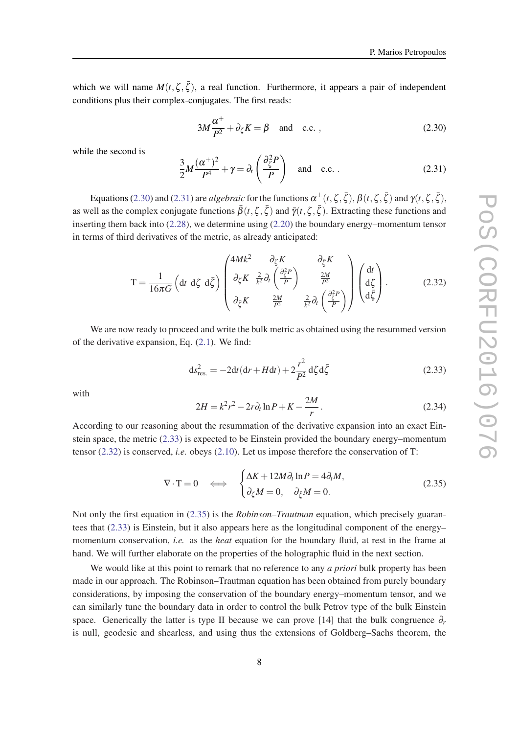which we will name $M(t,\zeta,\bar{\zeta})$, a real function. Furthermore, it appears a pair of independent conditions plus their complex-conjugates. The first reads:

$$3M\frac{\alpha^+}{P^2}+\partial_\zeta K=\beta \quad \text{and} \quad \text{c.c.}\ , \tag{2.30}$$

while the second is

$$\frac{3}{2}M\frac{(\alpha^+)^2}{P^4}+\gamma=\partial_t\left(\frac{\partial_\zeta^2 P}{P}\right) \quad \text{and} \quad \text{c.c.}\ . \tag{2.31}$$

Equations (2.30) and (2.31) are *algebraic* for the functions $\alpha^\pm(t,\zeta,\bar{\zeta})$, $\beta(t,\zeta,\bar{\zeta})$ and $\gamma(t,\zeta,\bar{\zeta})$, as well as the complex conjugate functions $\bar{\beta}(t,\zeta,\bar{\zeta})$ and $\bar{\gamma}(t,\zeta,\bar{\zeta})$. Extracting these functions and inserting them back into (2.28), we determine using (2.20) the boundary energy–momentum tensor in terms of third derivatives of the metric, as already anticipated:

$$\mathrm{T}=\frac{1}{16\pi G}\begin{pmatrix}\mathrm{d}t & \mathrm{d}\zeta & \mathrm{d}\bar{\zeta}\end{pmatrix}\begin{pmatrix}4Mk^2 & \partial_\zeta K & \partial_{\bar{\zeta}}K\\ \partial_\zeta K & \frac{2}{k^2}\partial_t\left(\frac{\partial_\zeta^2 P}{P}\right) & \frac{2M}{P^2}\\ \partial_{\bar{\zeta}}K & \frac{2M}{P^2} & \frac{2}{k^2}\partial_t\left(\frac{\partial_{\bar{\zeta}}^2 P}{P}\right)\end{pmatrix}\begin{pmatrix}\mathrm{d}t\\ \mathrm{d}\zeta\\ \mathrm{d}\bar{\zeta}\end{pmatrix}. \tag{2.32}$$

We are now ready to proceed and write the bulk metric as obtained using the resummed version of the derivative expansion, Eq. (2.1). We find:

$$\mathrm{d}s^2_{\text{res.}}=-2\mathrm{d}t(\mathrm{d}r+H\mathrm{d}t)+2\frac{r^2}{P^2}\mathrm{d}\zeta\,\mathrm{d}\bar{\zeta} \tag{2.33}$$

with

$$2H=k^2r^2-2r\partial_t\ln P+K-\frac{2M}{r}. \tag{2.34}$$

According to our reasoning about the resummation of the derivative expansion into an exact Einstein space, the metric (2.33) is expected to be Einstein provided the boundary energy–momentum tensor (2.32) is conserved, *i.e.* obeys (2.10). Let us impose therefore the conservation of T:

$$\nabla\cdot\mathrm{T}=0 \quad\Longleftrightarrow\quad \begin{cases}\Delta K+12M\partial_t\ln P=4\partial_t M,\\ \partial_\zeta M=0,\quad \partial_{\bar{\zeta}}M=0.\end{cases} \tag{2.35}$$

Not only the first equation in (2.35) is the *Robinson–Trautman* equation, which precisely guarantees that (2.33) is Einstein, but it also appears here as the longitudinal component of the energy–momentum conservation, *i.e.* as the *heat* equation for the boundary fluid, at rest in the frame at hand. We will further elaborate on the properties of the holographic fluid in the next section.

We would like at this point to remark that no reference to any *a priori* bulk property has been made in our approach. The Robinson–Trautman equation has been obtained from purely boundary considerations, by imposing the conservation of the boundary energy–momentum tensor, and we can similarly tune the boundary data in order to control the bulk Petrov type of the bulk Einstein space. Generically the latter is type II because we can prove [14] that the bulk congruence $\partial_r$ is null, geodesic and shearless, and using thus the extensions of Goldberg–Sachs theorem, the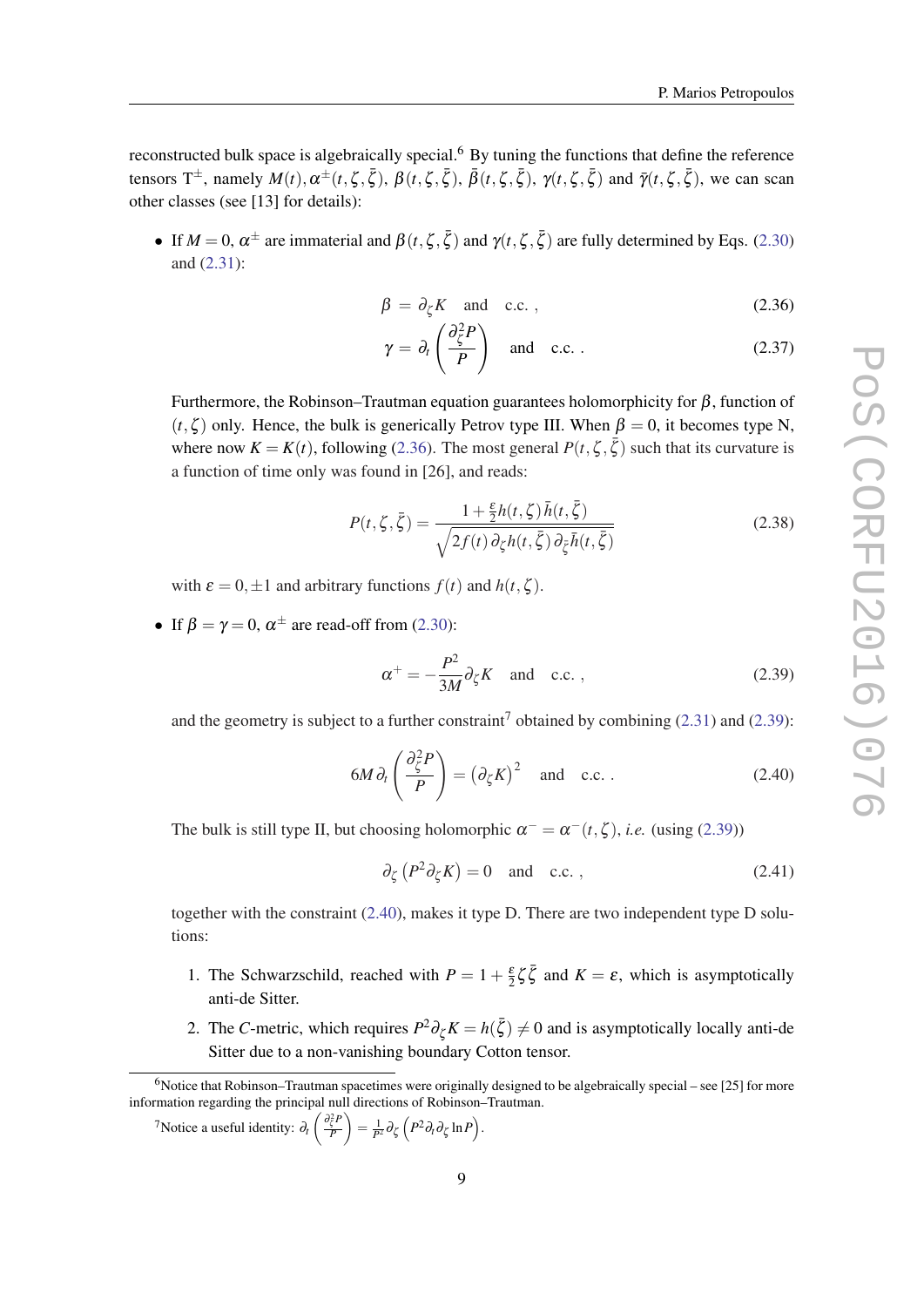reconstructed bulk space is algebraically special.[6] By tuning the functions that define the reference tensors $\mathrm{T}^{\pm}$, namely $M(t), \alpha^{\pm}(t,\zeta,\bar{\zeta})$, $\beta(t,\zeta,\bar{\zeta})$, $\bar{\beta}(t,\zeta,\bar{\zeta})$, $\gamma(t,\zeta,\bar{\zeta})$ and $\bar{\gamma}(t,\zeta,\bar{\zeta})$, we can scan other classes (see [13] for details):

- If $M=0$, $\alpha^{\pm}$ are immaterial and $\beta(t,\zeta,\bar{\zeta})$ and $\gamma(t,\zeta,\bar{\zeta})$ are fully determined by Eqs. (2.30) and (2.31):

$$\beta = \partial_\zeta K \quad \text{and} \quad \text{c.c.} \,, \tag{2.36}$$

$$\gamma = \partial_t \left(\frac{\partial_\zeta^2 P}{P}\right) \quad \text{and} \quad \text{c.c.} \,. \tag{2.37}$$

  Furthermore, the Robinson–Trautman equation guarantees holomorphicity for $\beta$, function of $(t,\zeta)$ only. Hence, the bulk is generically Petrov type III. When $\beta=0$, it becomes type N, where now $K=K(t)$, following (2.36). The most general $P(t,\zeta,\bar{\zeta})$ such that its curvature is a function of time only was found in [26], and reads:

$$P(t,\zeta,\bar{\zeta}) = \frac{1+\frac{\varepsilon}{2}h(t,\zeta)\,\bar{h}(t,\bar{\zeta})}{\sqrt{2f(t)\,\partial_\zeta h(t,\bar{\zeta})\,\partial_{\bar{\zeta}}\bar{h}(t,\bar{\zeta})}} \tag{2.38}$$

  with $\varepsilon = 0,\pm 1$ and arbitrary functions $f(t)$ and $h(t,\zeta)$.

- If $\beta=\gamma=0$, $\alpha^{\pm}$ are read-off from (2.30):

$$\alpha^{+} = -\frac{P^2}{3M}\partial_\zeta K \quad \text{and} \quad \text{c.c.} \,, \tag{2.39}$$

  and the geometry is subject to a further constraint[7] obtained by combining (2.31) and (2.39):

$$6M\,\partial_t\left(\frac{\partial_\zeta^2 P}{P}\right) = \left(\partial_\zeta K\right)^2 \quad \text{and} \quad \text{c.c.} \,. \tag{2.40}$$

  The bulk is still type II, but choosing holomorphic $\alpha^- = \alpha^-(t,\zeta)$, *i.e.* (using (2.39))

$$\partial_\zeta\left(P^2\partial_\zeta K\right) = 0 \quad \text{and} \quad \text{c.c.} \,, \tag{2.41}$$

  together with the constraint (2.40), makes it type D. There are two independent type D solutions:

  1. The Schwarzschild, reached with $P = 1+\frac{\varepsilon}{2}\zeta\bar{\zeta}$ and $K=\varepsilon$, which is asymptotically anti-de Sitter.
  2. The *C*-metric, which requires $P^2\partial_\zeta K = h(\bar{\zeta}) \neq 0$ and is asymptotically locally anti-de Sitter due to a non-vanishing boundary Cotton tensor.

[6] Notice that Robinson–Trautman spacetimes were originally designed to be algebraically special – see [25] for more information regarding the principal null directions of Robinson–Trautman.

[7] Notice a useful identity: $\partial_t\left(\frac{\partial_\zeta^2 P}{P}\right) = \frac{1}{P^2}\partial_\zeta\left(P^2\partial_t\partial_\zeta \ln P\right)$.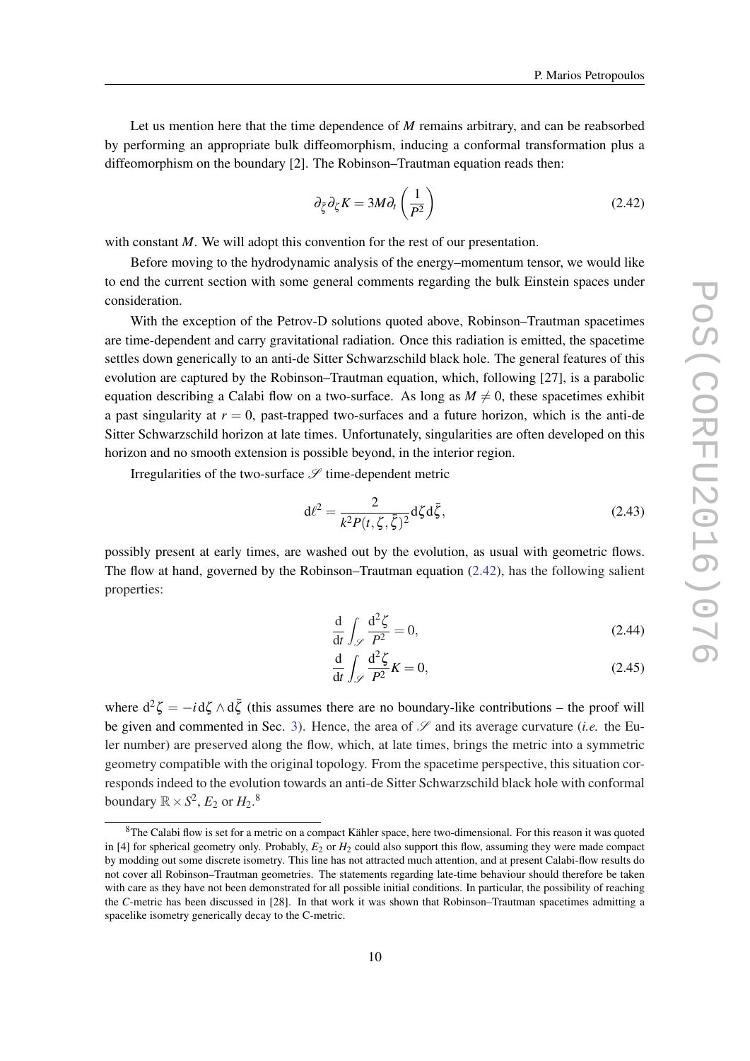Let us mention here that the time dependence of $M$ remains arbitrary, and can be reabsorbed by performing an appropriate bulk diffeomorphism, inducing a conformal transformation plus a diffeomorphism on the boundary [2]. The Robinson–Trautman equation reads then:

$$\partial_{\bar{\zeta}}\partial_{\zeta}K = 3M\partial_t\left(\frac{1}{P^2}\right) \tag{2.42}$$

with constant $M$. We will adopt this convention for the rest of our presentation.

Before moving to the hydrodynamic analysis of the energy–momentum tensor, we would like to end the current section with some general comments regarding the bulk Einstein spaces under consideration.

With the exception of the Petrov-D solutions quoted above, Robinson–Trautman spacetimes are time-dependent and carry gravitational radiation. Once this radiation is emitted, the spacetime settles down generically to an anti-de Sitter Schwarzschild black hole. The general features of this evolution are captured by the Robinson–Trautman equation, which, following [27], is a parabolic equation describing a Calabi flow on a two-surface. As long as $M \neq 0$, these spacetimes exhibit a past singularity at $r = 0$, past-trapped two-surfaces and a future horizon, which is the anti-de Sitter Schwarzschild horizon at late times. Unfortunately, singularities are often developed on this horizon and no smooth extension is possible beyond, in the interior region.

Irregularities of the two-surface $\mathscr{S}$ time-dependent metric

$$\mathrm{d}\ell^2 = \frac{2}{k^2 P(t,\zeta,\bar{\zeta})^2}\mathrm{d}\zeta\mathrm{d}\bar{\zeta}, \tag{2.43}$$

possibly present at early times, are washed out by the evolution, as usual with geometric flows. The flow at hand, governed by the Robinson–Trautman equation (2.42), has the following salient properties:

$$\frac{\mathrm{d}}{\mathrm{d}t}\int_{\mathscr{S}} \frac{\mathrm{d}^2\zeta}{P^2} = 0, \tag{2.44}$$

$$\frac{\mathrm{d}}{\mathrm{d}t}\int_{\mathscr{S}} \frac{\mathrm{d}^2\zeta}{P^2}K = 0, \tag{2.45}$$

where $\mathrm{d}^2\zeta = -i\,\mathrm{d}\zeta \wedge \mathrm{d}\bar{\zeta}$ (this assumes there are no boundary-like contributions – the proof will be given and commented in Sec. 3). Hence, the area of $\mathscr{S}$ and its average curvature (*i.e.* the Euler number) are preserved along the flow, which, at late times, brings the metric into a symmetric geometry compatible with the original topology. From the spacetime perspective, this situation corresponds indeed to the evolution towards an anti-de Sitter Schwarzschild black hole with conformal boundary $\mathbb{R} \times S^2$, $E_2$ or $H_2$.[8]

[8] The Calabi flow is set for a metric on a compact Kähler space, here two-dimensional. For this reason it was quoted in [4] for spherical geometry only. Probably, $E_2$ or $H_2$ could also support this flow, assuming they were made compact by modding out some discrete isometry. This line has not attracted much attention, and at present Calabi-flow results do not cover all Robinson–Trautman geometries. The statements regarding late-time behaviour should therefore be taken with care as they have not been demonstrated for all possible initial conditions. In particular, the possibility of reaching the $C$-metric has been discussed in [28]. In that work it was shown that Robinson–Trautman spacetimes admitting a spacelike isometry generically decay to the C-metric.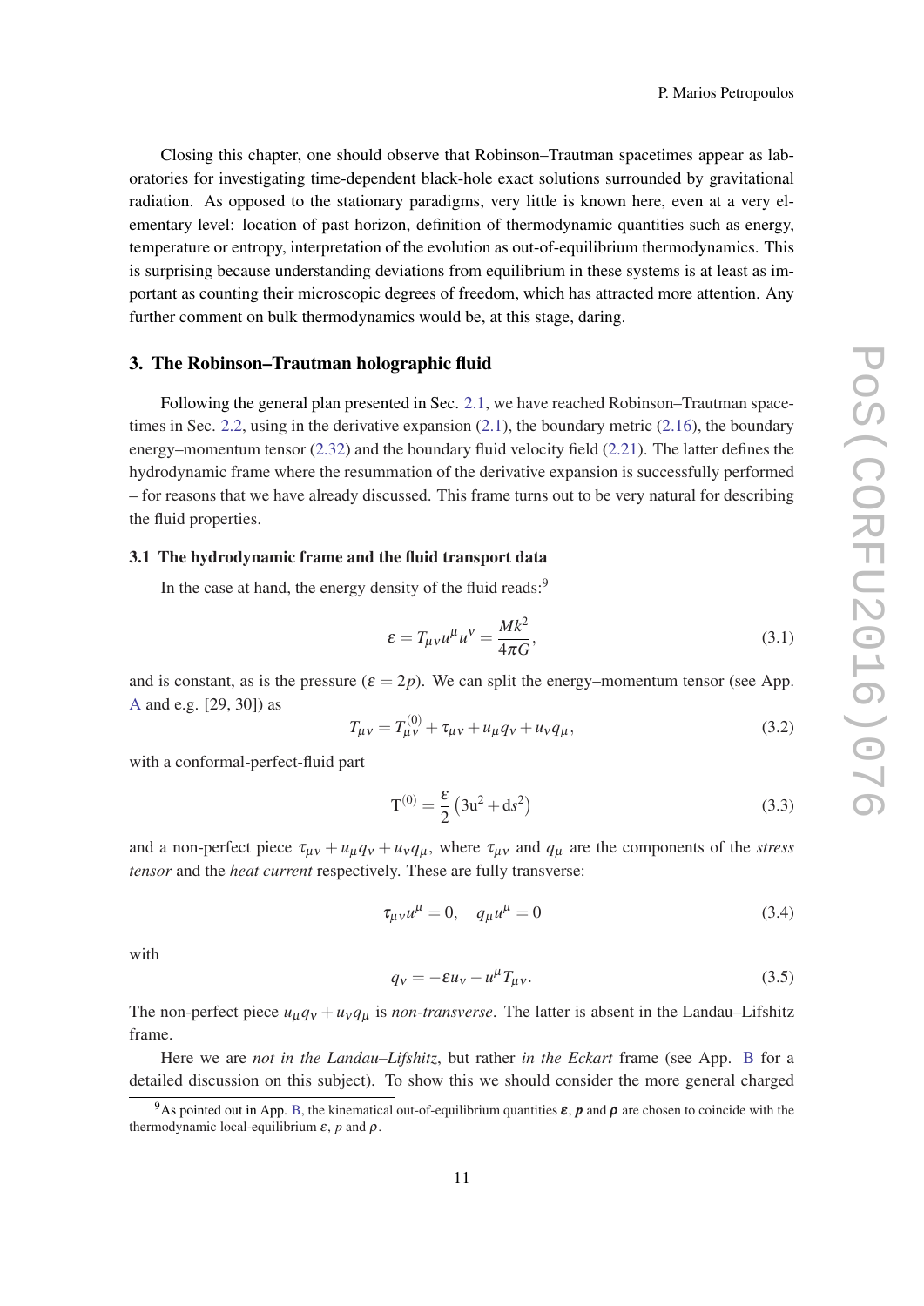Closing this chapter, one should observe that Robinson–Trautman spacetimes appear as laboratories for investigating time-dependent black-hole exact solutions surrounded by gravitational radiation. As opposed to the stationary paradigms, very little is known here, even at a very elementary level: location of past horizon, definition of thermodynamic quantities such as energy, temperature or entropy, interpretation of the evolution as out-of-equilibrium thermodynamics. This is surprising because understanding deviations from equilibrium in these systems is at least as important as counting their microscopic degrees of freedom, which has attracted more attention. Any further comment on bulk thermodynamics would be, at this stage, daring.

## 3. The Robinson–Trautman holographic fluid

Following the general plan presented in Sec. 2.1, we have reached Robinson–Trautman spacetimes in Sec. 2.2, using in the derivative expansion (2.1), the boundary metric (2.16), the boundary energy–momentum tensor (2.32) and the boundary fluid velocity field (2.21). The latter defines the hydrodynamic frame where the resummation of the derivative expansion is successfully performed – for reasons that we have already discussed. This frame turns out to be very natural for describing the fluid properties.

### 3.1 The hydrodynamic frame and the fluid transport data

In the case at hand, the energy density of the fluid reads:[9]

$$\varepsilon = T_{\mu\nu}u^\mu u^\nu = \frac{Mk^2}{4\pi G}, \tag{3.1}$$

and is constant, as is the pressure ($\varepsilon = 2p$). We can split the energy–momentum tensor (see App. A and e.g. [29, 30]) as

$$T_{\mu\nu} = T^{(0)}_{\mu\nu} + \tau_{\mu\nu} + u_\mu q_\nu + u_\nu q_\mu, \tag{3.2}$$

with a conformal-perfect-fluid part

$$\mathrm{T}^{(0)} = \frac{\varepsilon}{2}\left(3\mathrm{u}^2 + \mathrm{d}s^2\right) \tag{3.3}$$

and a non-perfect piece $\tau_{\mu\nu} + u_\mu q_\nu + u_\nu q_\mu$, where $\tau_{\mu\nu}$ and $q_\mu$ are the components of the *stress tensor* and the *heat current* respectively. These are fully transverse:

$$\tau_{\mu\nu}u^\mu = 0, \quad q_\mu u^\mu = 0 \tag{3.4}$$

with

$$q_\nu = -\varepsilon u_\nu - u^\mu T_{\mu\nu}. \tag{3.5}$$

The non-perfect piece $u_\mu q_\nu + u_\nu q_\mu$ is *non-transverse*. The latter is absent in the Landau–Lifshitz frame.

Here we are *not in the Landau–Lifshitz*, but rather *in the Eckart* frame (see App. B for a detailed discussion on this subject). To show this we should consider the more general charged

[9] As pointed out in App. B, the kinematical out-of-equilibrium quantities $\boldsymbol{\varepsilon}$, $\boldsymbol{p}$ and $\boldsymbol{\rho}$ are chosen to coincide with the thermodynamic local-equilibrium $\varepsilon$, $p$ and $\rho$.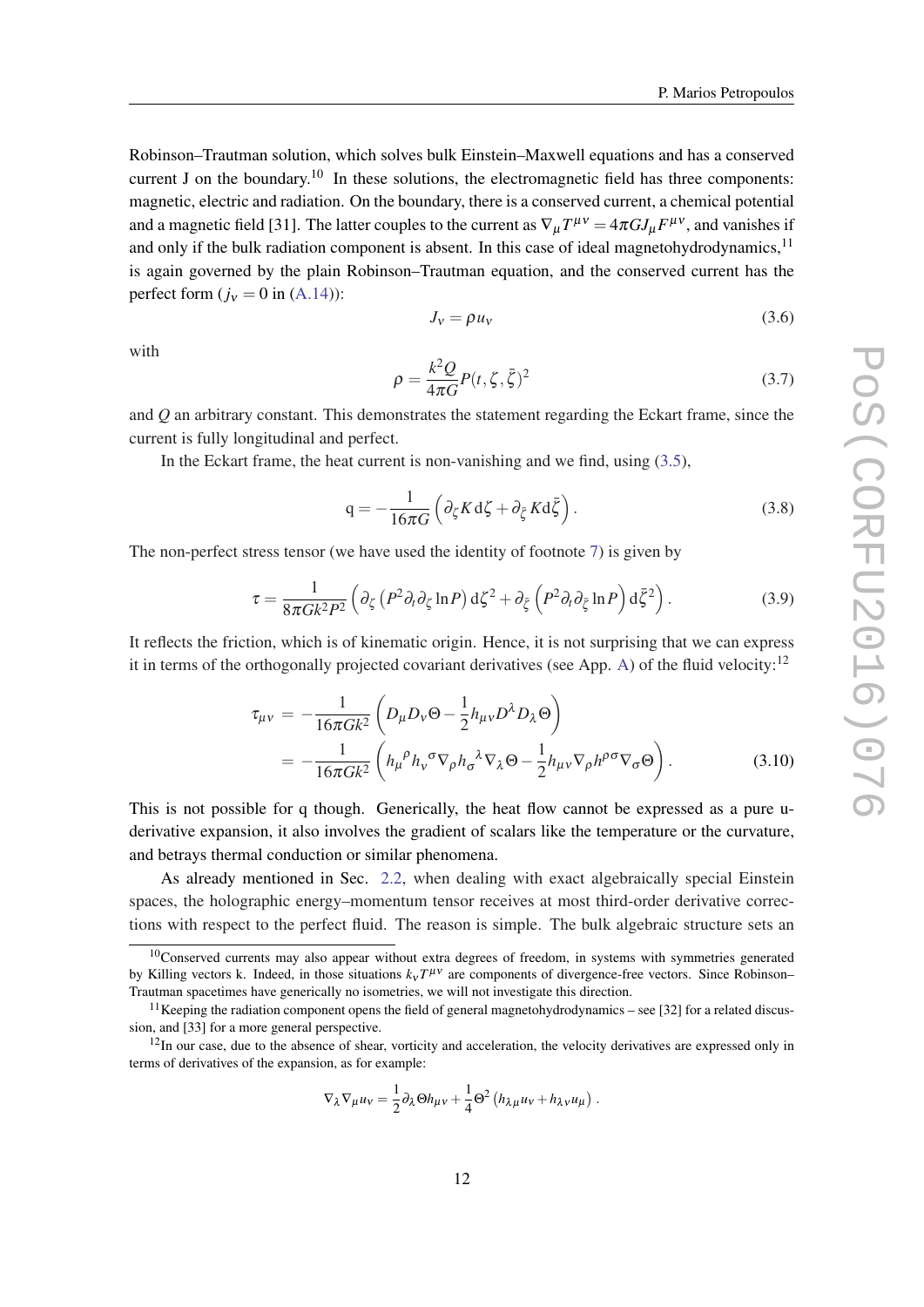Robinson–Trautman solution, which solves bulk Einstein–Maxwell equations and has a conserved current J on the boundary.[10] In these solutions, the electromagnetic field has three components: magnetic, electric and radiation. On the boundary, there is a conserved current, a chemical potential and a magnetic field [31]. The latter couples to the current as $\nabla_\mu T^{\mu\nu} = 4\pi G J_\mu F^{\mu\nu}$, and vanishes if and only if the bulk radiation component is absent. In this case of ideal magnetohydrodynamics,[11] is again governed by the plain Robinson–Trautman equation, and the conserved current has the perfect form ($j_\nu = 0$ in (A.14)):

$$J_\nu = \rho u_\nu \tag{3.6}$$

with

$$\rho = \frac{k^2 Q}{4\pi G} P(t,\zeta,\bar{\zeta})^2 \tag{3.7}$$

and $Q$ an arbitrary constant. This demonstrates the statement regarding the Eckart frame, since the current is fully longitudinal and perfect.

In the Eckart frame, the heat current is non-vanishing and we find, using (3.5),

$$\mathrm{q} = -\frac{1}{16\pi G}\left(\partial_\zeta K \,\mathrm{d}\zeta + \partial_{\bar{\zeta}} K \mathrm{d}\bar{\zeta}\right). \tag{3.8}$$

The non-perfect stress tensor (we have used the identity of footnote 7) is given by

$$\tau = \frac{1}{8\pi G k^2 P^2}\left(\partial_\zeta\left(P^2 \partial_t \partial_\zeta \ln P\right)\mathrm{d}\zeta^2 + \partial_{\bar{\zeta}}\left(P^2 \partial_t \partial_{\bar{\zeta}} \ln P\right)\mathrm{d}\bar{\zeta}^2\right). \tag{3.9}$$

It reflects the friction, which is of kinematic origin. Hence, it is not surprising that we can express it in terms of the orthogonally projected covariant derivatives (see App. A) of the fluid velocity:[12]

$$\begin{aligned}
\tau_{\mu\nu} &= -\frac{1}{16\pi G k^2}\left(D_\mu D_\nu \Theta - \frac{1}{2} h_{\mu\nu} D^\lambda D_\lambda \Theta\right) \\
&= -\frac{1}{16\pi G k^2}\left(h_\mu{}^\rho h_\nu{}^\sigma \nabla_\rho h_\sigma{}^\lambda \nabla_\lambda \Theta - \frac{1}{2} h_{\mu\nu} \nabla_\rho h^{\rho\sigma} \nabla_\sigma \Theta\right).
\end{aligned} \tag{3.10}$$

This is not possible for q though. Generically, the heat flow cannot be expressed as a pure u-derivative expansion, it also involves the gradient of scalars like the temperature or the curvature, and betrays thermal conduction or similar phenomena.

As already mentioned in Sec. 2.2, when dealing with exact algebraically special Einstein spaces, the holographic energy–momentum tensor receives at most third-order derivative corrections with respect to the perfect fluid. The reason is simple. The bulk algebraic structure sets an

---

[10] Conserved currents may also appear without extra degrees of freedom, in systems with symmetries generated by Killing vectors k. Indeed, in those situations $k_\nu T^{\mu\nu}$ are components of divergence-free vectors. Since Robinson–Trautman spacetimes have generically no isometries, we will not investigate this direction.

[11] Keeping the radiation component opens the field of general magnetohydrodynamics – see [32] for a related discussion, and [33] for a more general perspective.

[12] In our case, due to the absence of shear, vorticity and acceleration, the velocity derivatives are expressed only in terms of derivatives of the expansion, as for example:

$$\nabla_\lambda \nabla_\mu u_\nu = \frac{1}{2}\partial_\lambda \Theta h_{\mu\nu} + \frac{1}{4}\Theta^2\left(h_{\lambda\mu} u_\nu + h_{\lambda\nu} u_\mu\right).$$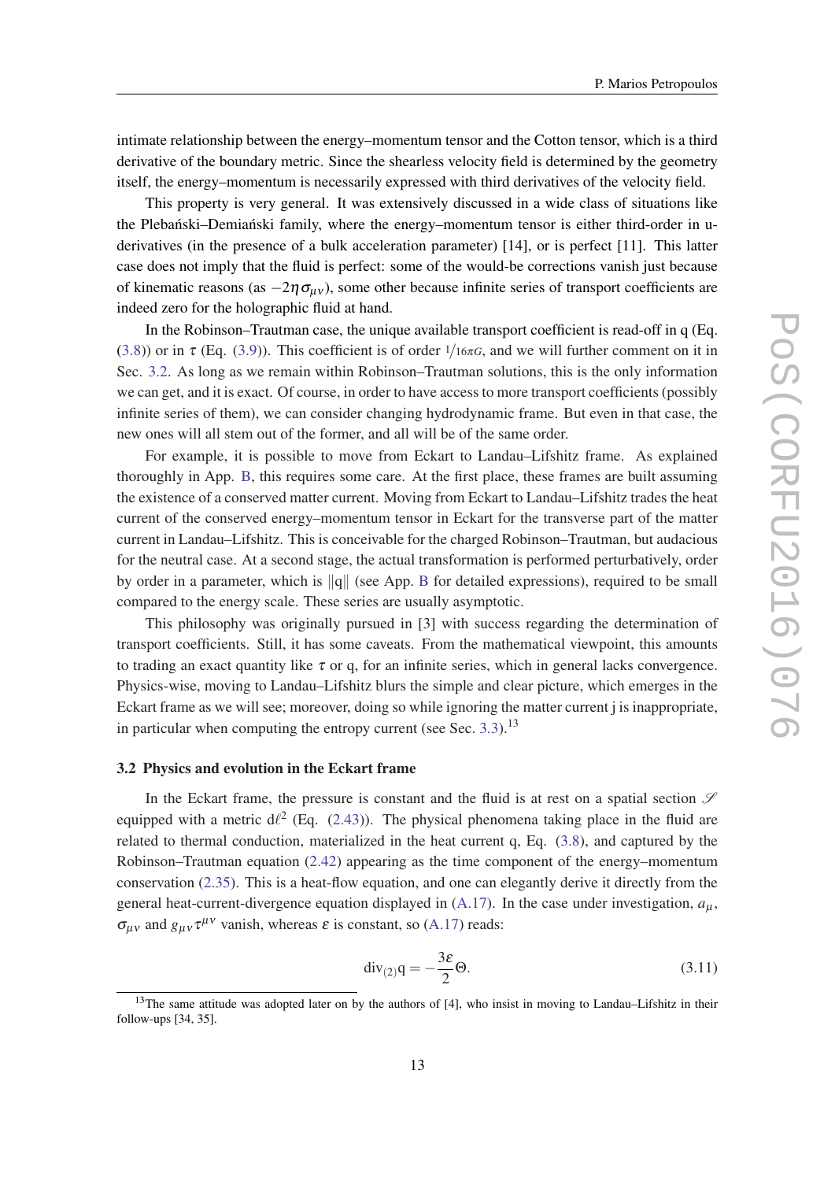intimate relationship between the energy–momentum tensor and the Cotton tensor, which is a third derivative of the boundary metric. Since the shearless velocity field is determined by the geometry itself, the energy–momentum is necessarily expressed with third derivatives of the velocity field.

This property is very general. It was extensively discussed in a wide class of situations like the Plebański–Demiański family, where the energy–momentum tensor is either third-order in u-derivatives (in the presence of a bulk acceleration parameter) [14], or is perfect [11]. This latter case does not imply that the fluid is perfect: some of the would-be corrections vanish just because of kinematic reasons (as $-2\eta\sigma_{\mu\nu}$), some other because infinite series of transport coefficients are indeed zero for the holographic fluid at hand.

In the Robinson–Trautman case, the unique available transport coefficient is read-off in q (Eq. (3.8)) or in $\tau$ (Eq. (3.9)). This coefficient is of order $1/16\pi G$, and we will further comment on it in Sec. 3.2. As long as we remain within Robinson–Trautman solutions, this is the only information we can get, and it is exact. Of course, in order to have access to more transport coefficients (possibly infinite series of them), we can consider changing hydrodynamic frame. But even in that case, the new ones will all stem out of the former, and all will be of the same order.

For example, it is possible to move from Eckart to Landau–Lifshitz frame. As explained thoroughly in App. B, this requires some care. At the first place, these frames are built assuming the existence of a conserved matter current. Moving from Eckart to Landau–Lifshitz trades the heat current of the conserved energy–momentum tensor in Eckart for the transverse part of the matter current in Landau–Lifshitz. This is conceivable for the charged Robinson–Trautman, but audacious for the neutral case. At a second stage, the actual transformation is performed perturbatively, order by order in a parameter, which is $\|\mathrm{q}\|$ (see App. B for detailed expressions), required to be small compared to the energy scale. These series are usually asymptotic.

This philosophy was originally pursued in [3] with success regarding the determination of transport coefficients. Still, it has some caveats. From the mathematical viewpoint, this amounts to trading an exact quantity like $\tau$ or q, for an infinite series, which in general lacks convergence. Physics-wise, moving to Landau–Lifshitz blurs the simple and clear picture, which emerges in the Eckart frame as we will see; moreover, doing so while ignoring the matter current j is inappropriate, in particular when computing the entropy current (see Sec. 3.3).[13]

### 3.2 Physics and evolution in the Eckart frame

In the Eckart frame, the pressure is constant and the fluid is at rest on a spatial section $\mathscr{S}$ equipped with a metric $\mathrm{d}\ell^2$ (Eq. (2.43)). The physical phenomena taking place in the fluid are related to thermal conduction, materialized in the heat current q, Eq. (3.8), and captured by the Robinson–Trautman equation (2.42) appearing as the time component of the energy–momentum conservation (2.35). This is a heat-flow equation, and one can elegantly derive it directly from the general heat-current-divergence equation displayed in (A.17). In the case under investigation, $a_\mu$, $\sigma_{\mu\nu}$ and $g_{\mu\nu}\tau^{\mu\nu}$ vanish, whereas $\varepsilon$ is constant, so (A.17) reads:

$$\mathrm{div}_{(2)}\mathrm{q} = -\frac{3\varepsilon}{2}\Theta. \tag{3.11}$$

[13] The same attitude was adopted later on by the authors of [4], who insist in moving to Landau–Lifshitz in their follow-ups [34, 35].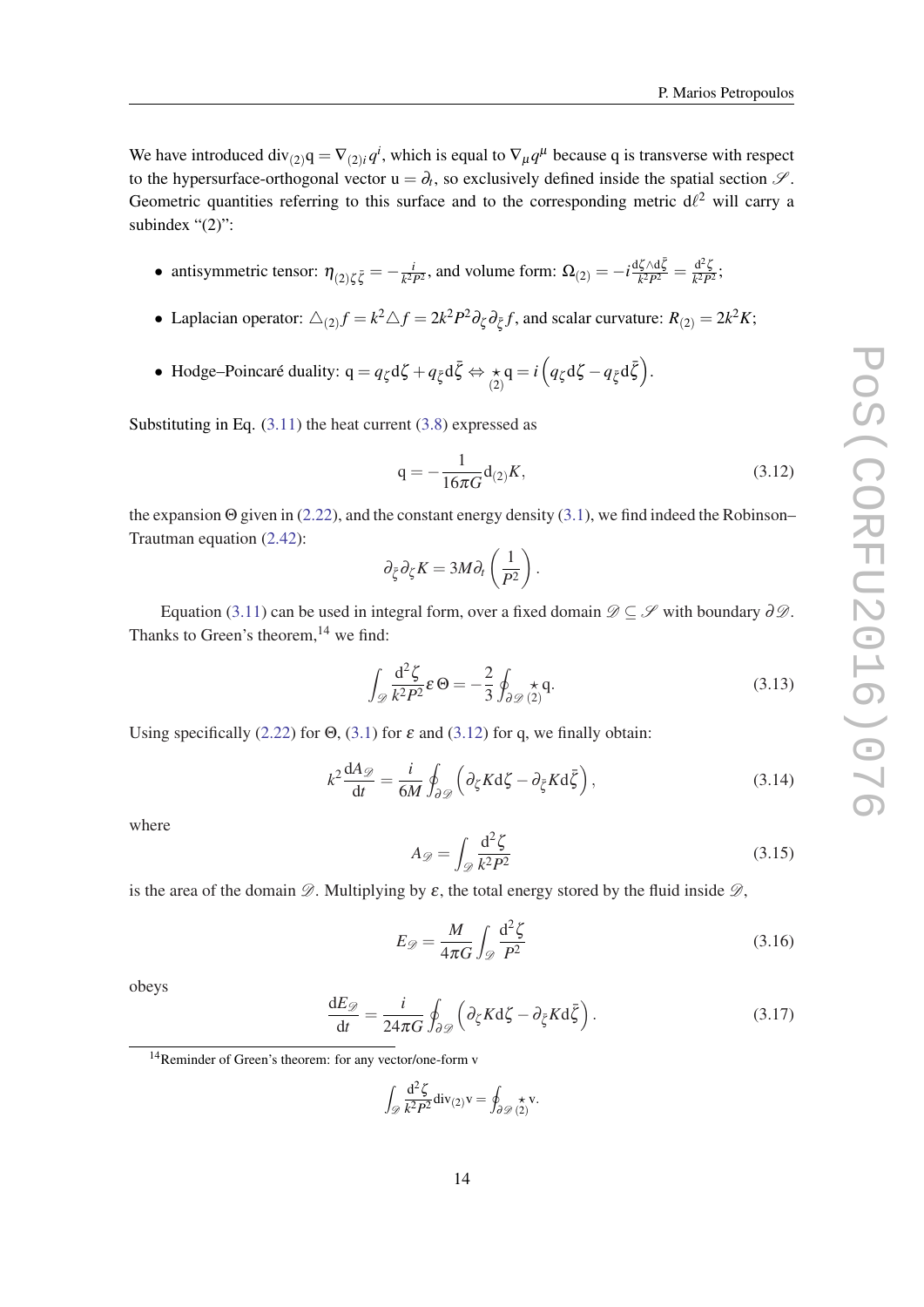We have introduced $\mathrm{div}_{(2)}\mathrm{q} = \nabla_{(2)i} q^i$, which is equal to $\nabla_\mu q^\mu$ because q is transverse with respect to the hypersurface-orthogonal vector $\mathrm{u} = \partial_t$, so exclusively defined inside the spatial section $\mathscr{S}$. Geometric quantities referring to this surface and to the corresponding metric $\mathrm{d}\ell^2$ will carry a subindex "(2)":

- antisymmetric tensor: $\eta_{(2)\zeta\bar{\zeta}} = -\frac{i}{k^2P^2}$, and volume form: $\Omega_{(2)} = -i\frac{\mathrm{d}\zeta\wedge\mathrm{d}\bar{\zeta}}{k^2P^2} = \frac{\mathrm{d}^2\zeta}{k^2P^2}$;
- Laplacian operator: $\triangle_{(2)}f = k^2\triangle f = 2k^2P^2\partial_\zeta\partial_{\bar{\zeta}}f$, and scalar curvature: $R_{(2)} = 2k^2K$;
- Hodge–Poincaré duality: $\mathrm{q} = q_\zeta \mathrm{d}\zeta + q_{\bar{\zeta}}\mathrm{d}\bar{\zeta} \Leftrightarrow \underset{(2)}{\star}\mathrm{q} = i\left(q_\zeta\mathrm{d}\zeta - q_{\bar{\zeta}}\mathrm{d}\bar{\zeta}\right)$.

Substituting in Eq. (3.11) the heat current (3.8) expressed as

$$\mathrm{q} = -\frac{1}{16\pi G}\mathrm{d}_{(2)}K, \tag{3.12}$$

the expansion $\Theta$ given in (2.22), and the constant energy density (3.1), we find indeed the Robinson–Trautman equation (2.42):

$$\partial_{\bar{\zeta}}\partial_\zeta K = 3M\partial_t\left(\frac{1}{P^2}\right).$$

Equation (3.11) can be used in integral form, over a fixed domain $\mathscr{D}\subseteq\mathscr{S}$ with boundary $\partial\mathscr{D}$. Thanks to Green's theorem,[14] we find:

$$\int_{\mathscr{D}}\frac{\mathrm{d}^2\zeta}{k^2P^2}\varepsilon\,\Theta = -\frac{2}{3}\oint_{\partial\mathscr{D}}\underset{(2)}{\star}\mathrm{q}. \tag{3.13}$$

Using specifically (2.22) for $\Theta$, (3.1) for $\varepsilon$ and (3.12) for q, we finally obtain:

$$k^2\frac{\mathrm{d}A_{\mathscr{D}}}{\mathrm{d}t} = \frac{i}{6M}\oint_{\partial\mathscr{D}}\left(\partial_\zeta K\mathrm{d}\zeta - \partial_{\bar{\zeta}}K\mathrm{d}\bar{\zeta}\right), \tag{3.14}$$

where

$$A_{\mathscr{D}} = \int_{\mathscr{D}}\frac{\mathrm{d}^2\zeta}{k^2P^2} \tag{3.15}$$

is the area of the domain $\mathscr{D}$. Multiplying by $\varepsilon$, the total energy stored by the fluid inside $\mathscr{D}$,

$$E_{\mathscr{D}} = \frac{M}{4\pi G}\int_{\mathscr{D}}\frac{\mathrm{d}^2\zeta}{P^2} \tag{3.16}$$

obeys

$$\frac{\mathrm{d}E_{\mathscr{D}}}{\mathrm{d}t} = \frac{i}{24\pi G}\oint_{\partial\mathscr{D}}\left(\partial_\zeta K\mathrm{d}\zeta - \partial_{\bar{\zeta}}K\mathrm{d}\bar{\zeta}\right). \tag{3.17}$$

[14] Reminder of Green's theorem: for any vector/one-form v

$$\int_{\mathscr{D}}\frac{\mathrm{d}^2\zeta}{k^2P^2}\mathrm{div}_{(2)}\mathrm{v} = \oint_{\partial\mathscr{D}}\underset{(2)}{\star}\mathrm{v}.$$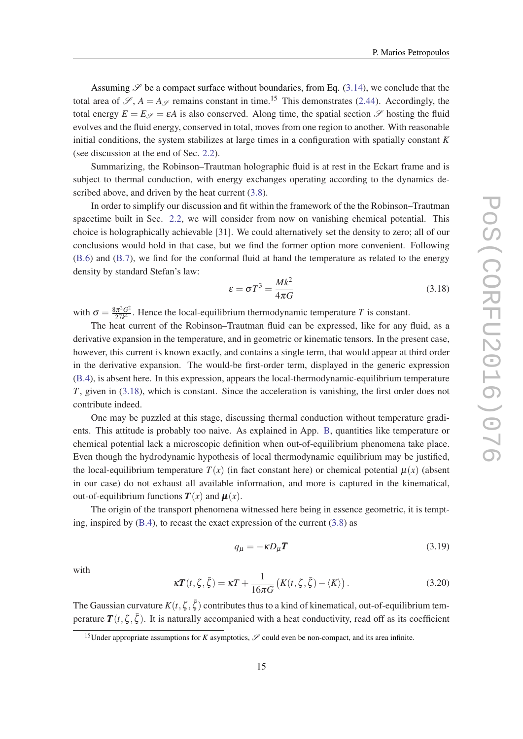Assuming $\mathscr{S}$ be a compact surface without boundaries, from Eq. (3.14), we conclude that the total area of $\mathscr{S}$, $A = A_{\mathscr{S}}$ remains constant in time.[15] This demonstrates (2.44). Accordingly, the total energy $E = E_{\mathscr{S}} = \varepsilon A$ is also conserved. Along time, the spatial section $\mathscr{S}$ hosting the fluid evolves and the fluid energy, conserved in total, moves from one region to another. With reasonable initial conditions, the system stabilizes at large times in a configuration with spatially constant $K$ (see discussion at the end of Sec. 2.2).

Summarizing, the Robinson–Trautman holographic fluid is at rest in the Eckart frame and is subject to thermal conduction, with energy exchanges operating according to the dynamics described above, and driven by the heat current (3.8).

In order to simplify our discussion and fit within the framework of the the Robinson–Trautman spacetime built in Sec. 2.2, we will consider from now on vanishing chemical potential. This choice is holographically achievable [31]. We could alternatively set the density to zero; all of our conclusions would hold in that case, but we find the former option more convenient. Following (B.6) and (B.7), we find for the conformal fluid at hand the temperature as related to the energy density by standard Stefan's law:

$$\varepsilon = \sigma T^3 = \frac{Mk^2}{4\pi G} \tag{3.18}$$

with $\sigma = \frac{8\pi^2 G^2}{27k^4}$. Hence the local-equilibrium thermodynamic temperature $T$ is constant.

The heat current of the Robinson–Trautman fluid can be expressed, like for any fluid, as a derivative expansion in the temperature, and in geometric or kinematic tensors. In the present case, however, this current is known exactly, and contains a single term, that would appear at third order in the derivative expansion. The would-be first-order term, displayed in the generic expression (B.4), is absent here. In this expression, appears the local-thermodynamic-equilibrium temperature $T$, given in (3.18), which is constant. Since the acceleration is vanishing, the first order does not contribute indeed.

One may be puzzled at this stage, discussing thermal conduction without temperature gradients. This attitude is probably too naive. As explained in App. B, quantities like temperature or chemical potential lack a microscopic definition when out-of-equilibrium phenomena take place. Even though the hydrodynamic hypothesis of local thermodynamic equilibrium may be justified, the local-equilibrium temperature $T(x)$ (in fact constant here) or chemical potential $\mu(x)$ (absent in our case) do not exhaust all available information, and more is captured in the kinematical, out-of-equilibrium functions $\boldsymbol{T}(x)$ and $\boldsymbol{\mu}(x)$.

The origin of the transport phenomena witnessed here being in essence geometric, it is tempting, inspired by (B.4), to recast the exact expression of the current (3.8) as

$$q_\mu = -\kappa D_\mu \boldsymbol{T} \tag{3.19}$$

with

$$\kappa \boldsymbol{T}(t,\zeta,\bar{\zeta}) = \kappa T + \frac{1}{16\pi G}\left(K(t,\zeta,\bar{\zeta}) - \langle K \rangle\right). \tag{3.20}$$

The Gaussian curvature $K(t,\zeta,\bar{\zeta})$ contributes thus to a kind of kinematical, out-of-equilibrium temperature $\boldsymbol{T}(t,\zeta,\bar{\zeta})$. It is naturally accompanied with a heat conductivity, read off as its coefficient

[15] Under appropriate assumptions for $K$ asymptotics, $\mathscr{S}$ could even be non-compact, and its area infinite.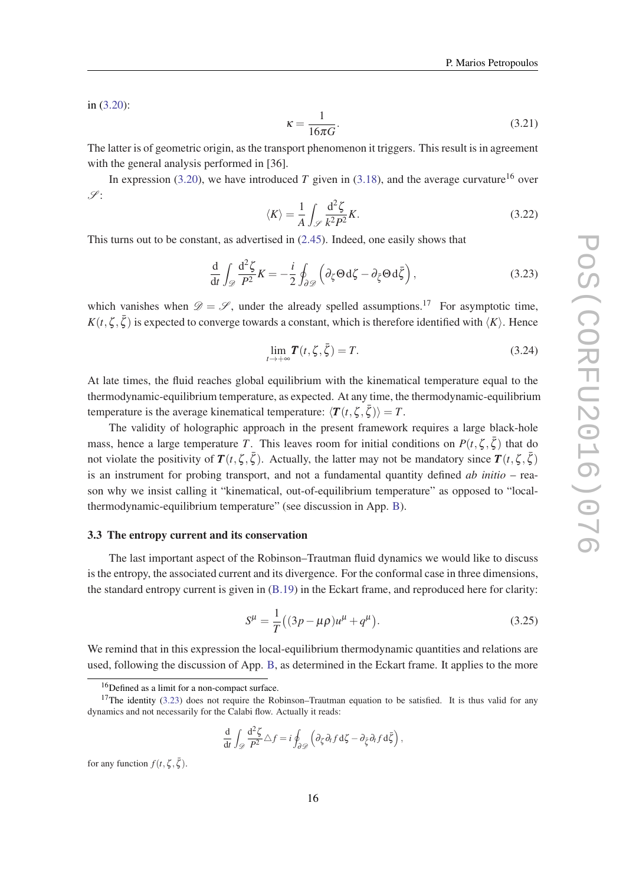in (3.20):

$$\kappa = \frac{1}{16\pi G}. \tag{3.21}$$

The latter is of geometric origin, as the transport phenomenon it triggers. This result is in agreement with the general analysis performed in [36].

In expression (3.20), we have introduced $T$ given in (3.18), and the average curvature[16] over $\mathscr{S}$:

$$\langle K \rangle = \frac{1}{A}\int_{\mathscr{S}} \frac{\mathrm{d}^2\zeta}{k^2 P^2} K. \tag{3.22}$$

This turns out to be constant, as advertised in (2.45). Indeed, one easily shows that

$$\frac{\mathrm{d}}{\mathrm{d}t}\int_{\mathscr{D}} \frac{\mathrm{d}^2\zeta}{P^2} K = -\frac{i}{2}\oint_{\partial\mathscr{D}} \left(\partial_\zeta \Theta \,\mathrm{d}\zeta - \partial_{\bar\zeta}\Theta \,\mathrm{d}\bar\zeta\right), \tag{3.23}$$

which vanishes when $\mathscr{D} = \mathscr{S}$, under the already spelled assumptions.[17] For asymptotic time, $K(t,\zeta,\bar\zeta)$ is expected to converge towards a constant, which is therefore identified with $\langle K \rangle$. Hence

$$\lim_{t\to+\infty} \boldsymbol{T}(t,\zeta,\bar\zeta) = T. \tag{3.24}$$

At late times, the fluid reaches global equilibrium with the kinematical temperature equal to the thermodynamic-equilibrium temperature, as expected. At any time, the thermodynamic-equilibrium temperature is the average kinematical temperature: $\langle \boldsymbol{T}(t,\zeta,\bar\zeta)\rangle = T$.

The validity of holographic approach in the present framework requires a large black-hole mass, hence a large temperature $T$. This leaves room for initial conditions on $P(t,\zeta,\bar\zeta)$ that do not violate the positivity of $\boldsymbol{T}(t,\zeta,\bar\zeta)$. Actually, the latter may not be mandatory since $\boldsymbol{T}(t,\zeta,\bar\zeta)$ is an instrument for probing transport, and not a fundamental quantity defined *ab initio* – reason why we insist calling it "kinematical, out-of-equilibrium temperature" as opposed to "local-thermodynamic-equilibrium temperature" (see discussion in App. B).

### 3.3 The entropy current and its conservation

The last important aspect of the Robinson–Trautman fluid dynamics we would like to discuss is the entropy, the associated current and its divergence. For the conformal case in three dimensions, the standard entropy current is given in (B.19) in the Eckart frame, and reproduced here for clarity:

$$S^\mu = \frac{1}{T}\left((3p - \mu\rho)u^\mu + q^\mu\right). \tag{3.25}$$

We remind that in this expression the local-equilibrium thermodynamic quantities and relations are used, following the discussion of App. B, as determined in the Eckart frame. It applies to the more

[16] Defined as a limit for a non-compact surface.

[17] The identity (3.23) does not require the Robinson–Trautman equation to be satisfied. It is thus valid for any dynamics and not necessarily for the Calabi flow. Actually it reads:

$$\frac{\mathrm{d}}{\mathrm{d}t}\int_{\mathscr{D}} \frac{\mathrm{d}^2\zeta}{P^2} \triangle f = i\oint_{\partial\mathscr{D}} \left(\partial_\zeta \partial_t f \,\mathrm{d}\zeta - \partial_{\bar\zeta}\partial_t f \,\mathrm{d}\bar\zeta\right),$$

for any function $f(t,\zeta,\bar\zeta)$.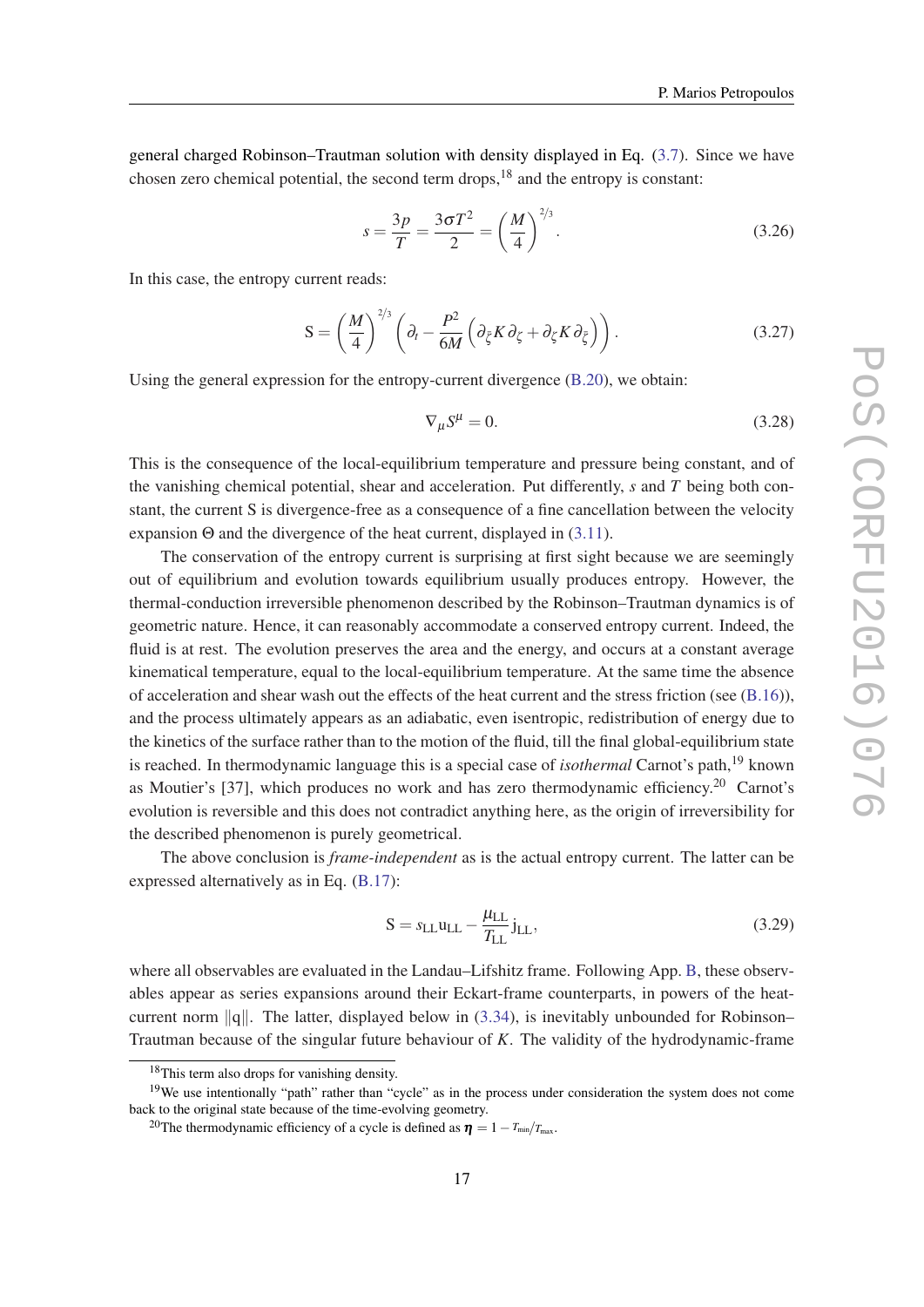general charged Robinson–Trautman solution with density displayed in Eq. (3.7). Since we have chosen zero chemical potential, the second term drops,[18] and the entropy is constant:

$$s = \frac{3p}{T} = \frac{3\sigma T^2}{2} = \left(\frac{M}{4}\right)^{2/3}. \tag{3.26}$$

In this case, the entropy current reads:

$$\mathrm{S} = \left(\frac{M}{4}\right)^{2/3}\left(\partial_t - \frac{P^2}{6M}\left(\partial_{\bar{\zeta}}K\,\partial_{\zeta} + \partial_{\zeta}K\,\partial_{\bar{\zeta}}\right)\right). \tag{3.27}$$

Using the general expression for the entropy-current divergence (B.20), we obtain:

$$\nabla_\mu S^\mu = 0. \tag{3.28}$$

This is the consequence of the local-equilibrium temperature and pressure being constant, and of the vanishing chemical potential, shear and acceleration. Put differently, $s$ and $T$ being both constant, the current S is divergence-free as a consequence of a fine cancellation between the velocity expansion $\Theta$ and the divergence of the heat current, displayed in (3.11).

The conservation of the entropy current is surprising at first sight because we are seemingly out of equilibrium and evolution towards equilibrium usually produces entropy. However, the thermal-conduction irreversible phenomenon described by the Robinson–Trautman dynamics is of geometric nature. Hence, it can reasonably accommodate a conserved entropy current. Indeed, the fluid is at rest. The evolution preserves the area and the energy, and occurs at a constant average kinematical temperature, equal to the local-equilibrium temperature. At the same time the absence of acceleration and shear wash out the effects of the heat current and the stress friction (see (B.16)), and the process ultimately appears as an adiabatic, even isentropic, redistribution of energy due to the kinetics of the surface rather than to the motion of the fluid, till the final global-equilibrium state is reached. In thermodynamic language this is a special case of *isothermal* Carnot's path,[19] known as Moutier's [37], which produces no work and has zero thermodynamic efficiency.[20] Carnot's evolution is reversible and this does not contradict anything here, as the origin of irreversibility for the described phenomenon is purely geometrical.

The above conclusion is *frame-independent* as is the actual entropy current. The latter can be expressed alternatively as in Eq. (B.17):

$$\mathrm{S} = s_{\mathrm{LL}}\mathrm{u}_{\mathrm{LL}} - \frac{\mu_{\mathrm{LL}}}{T_{\mathrm{LL}}}\mathrm{j}_{\mathrm{LL}}, \tag{3.29}$$

where all observables are evaluated in the Landau–Lifshitz frame. Following App. B, these observables appear as series expansions around their Eckart-frame counterparts, in powers of the heat-current norm $\|\mathrm{q}\|$. The latter, displayed below in (3.34), is inevitably unbounded for Robinson–Trautman because of the singular future behaviour of $K$. The validity of the hydrodynamic-frame

[18] This term also drops for vanishing density.

[19] We use intentionally "path" rather than "cycle" as in the process under consideration the system does not come back to the original state because of the time-evolving geometry.

[20] The thermodynamic efficiency of a cycle is defined as $\eta = 1 - T_{\min}/T_{\max}$.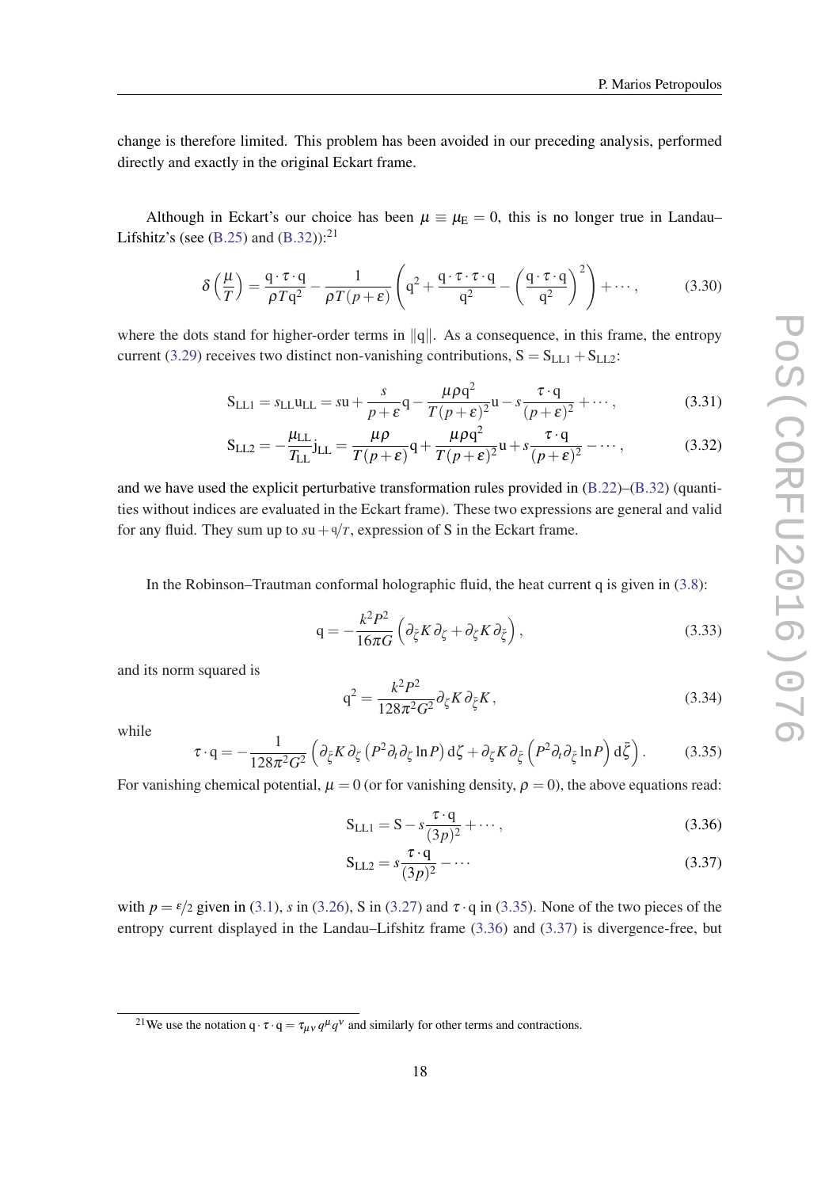change is therefore limited. This problem has been avoided in our preceding analysis, performed directly and exactly in the original Eckart frame.

Although in Eckart's our choice has been $\mu \equiv \mu_{\mathrm{E}} = 0$, this is no longer true in Landau–Lifshitz's (see (B.25) and (B.32)):[21]

$$\delta\left(\frac{\mu}{T}\right) = \frac{\mathrm{q}\cdot\tau\cdot\mathrm{q}}{\rho T \mathrm{q}^2} - \frac{1}{\rho T(p+\varepsilon)}\left(\mathrm{q}^2 + \frac{\mathrm{q}\cdot\tau\cdot\tau\cdot\mathrm{q}}{\mathrm{q}^2} - \left(\frac{\mathrm{q}\cdot\tau\cdot\mathrm{q}}{\mathrm{q}^2}\right)^2\right) + \cdots, \tag{3.30}$$

where the dots stand for higher-order terms in $\|\mathrm{q}\|$. As a consequence, in this frame, the entropy current (3.29) receives two distinct non-vanishing contributions, $\mathrm{S} = \mathrm{S}_{\mathrm{LL}1} + \mathrm{S}_{\mathrm{LL}2}$:

$$\mathrm{S}_{\mathrm{LL}1} = s_{\mathrm{LL}}\mathrm{u}_{\mathrm{LL}} = s\mathrm{u} + \frac{s}{p+\varepsilon}\mathrm{q} - \frac{\mu\rho\mathrm{q}^2}{T(p+\varepsilon)^2}\mathrm{u} - s\frac{\tau\cdot\mathrm{q}}{(p+\varepsilon)^2} + \cdots, \tag{3.31}$$

$$\mathrm{S}_{\mathrm{LL}2} = -\frac{\mu_{\mathrm{LL}}}{T_{\mathrm{LL}}}\mathrm{j}_{\mathrm{LL}} = \frac{\mu\rho}{T(p+\varepsilon)}\mathrm{q} + \frac{\mu\rho\mathrm{q}^2}{T(p+\varepsilon)^2}\mathrm{u} + s\frac{\tau\cdot\mathrm{q}}{(p+\varepsilon)^2} - \cdots, \tag{3.32}$$

and we have used the explicit perturbative transformation rules provided in (B.22)–(B.32) (quantities without indices are evaluated in the Eckart frame). These two expressions are general and valid for any fluid. They sum up to $s\mathrm{u} + \mathrm{q}/T$, expression of S in the Eckart frame.

In the Robinson–Trautman conformal holographic fluid, the heat current q is given in (3.8):

$$\mathrm{q} = -\frac{k^2P^2}{16\pi G}\left(\partial_{\bar\zeta}K\,\partial_\zeta + \partial_\zeta K\,\partial_{\bar\zeta}\right), \tag{3.33}$$

and its norm squared is

$$\mathrm{q}^2 = \frac{k^2P^2}{128\pi^2G^2}\partial_\zeta K\,\partial_{\bar\zeta}K, \tag{3.34}$$

while

$$\tau\cdot\mathrm{q} = -\frac{1}{128\pi^2G^2}\left(\partial_{\bar\zeta}K\,\partial_\zeta\left(P^2\partial_t\partial_\zeta\ln P\right)\mathrm{d}\zeta + \partial_\zeta K\,\partial_{\bar\zeta}\left(P^2\partial_t\partial_{\bar\zeta}\ln P\right)\mathrm{d}\bar\zeta\right). \tag{3.35}$$

For vanishing chemical potential, $\mu = 0$ (or for vanishing density, $\rho = 0$), the above equations read:

$$\mathrm{S}_{\mathrm{LL}1} = \mathrm{S} - s\frac{\tau\cdot\mathrm{q}}{(3p)^2} + \cdots, \tag{3.36}$$

$$\mathrm{S}_{\mathrm{LL}2} = s\frac{\tau\cdot\mathrm{q}}{(3p)^2} - \cdots \tag{3.37}$$

with $p = \varepsilon/2$ given in (3.1), $s$ in (3.26), S in (3.27) and $\tau\cdot\mathrm{q}$ in (3.35). None of the two pieces of the entropy current displayed in the Landau–Lifshitz frame (3.36) and (3.37) is divergence-free, but

[21] We use the notation $\mathrm{q}\cdot\tau\cdot\mathrm{q} = \tau_{\mu\nu}q^\mu q^\nu$ and similarly for other terms and contractions.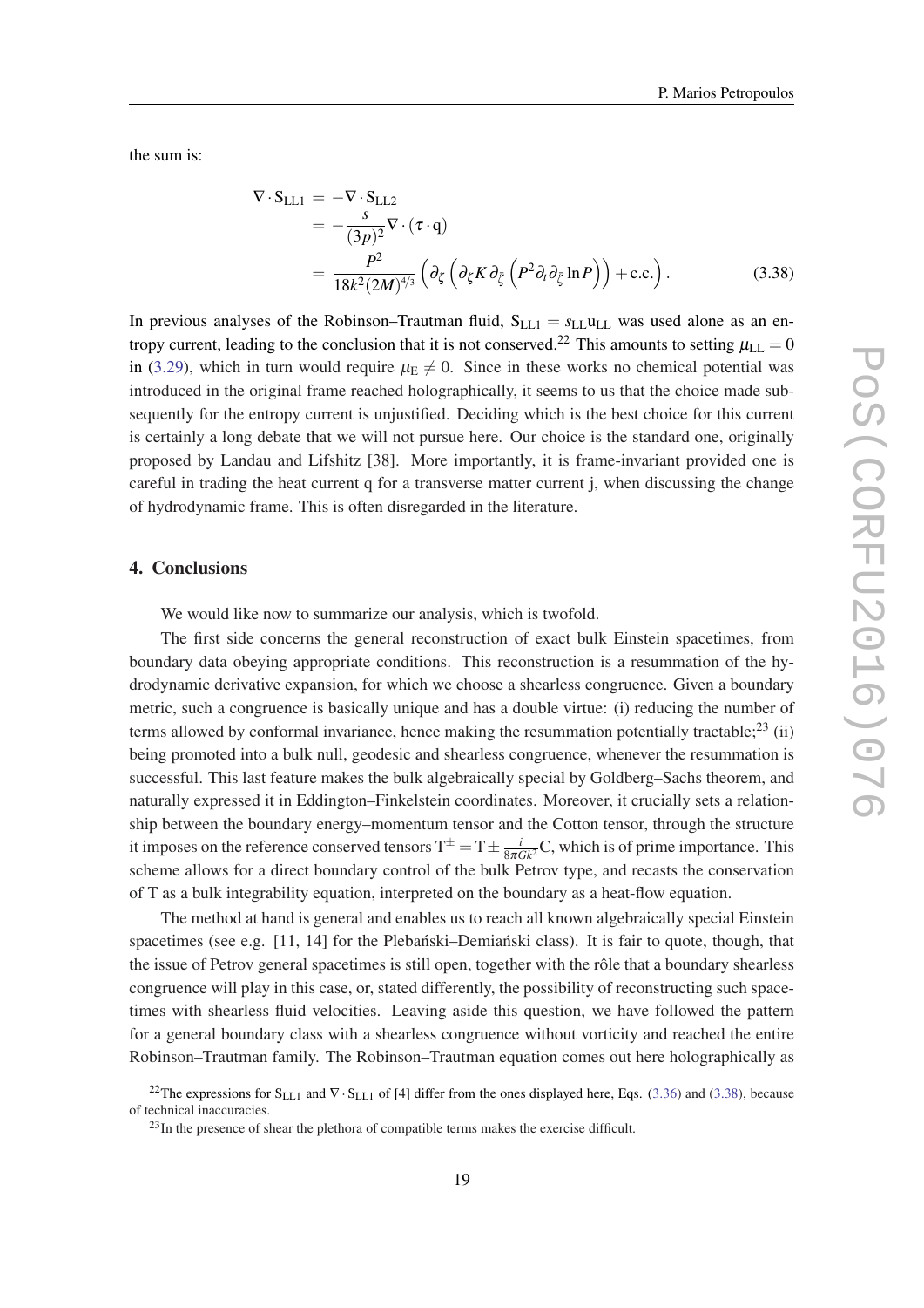the sum is:

$$
\begin{aligned}
\nabla \cdot \mathrm{S}_{\mathrm{LL1}} &= -\nabla \cdot \mathrm{S}_{\mathrm{LL2}} \\
&= -\frac{s}{(3p)^2} \nabla \cdot (\tau \cdot \mathrm{q}) \\
&= \frac{P^2}{18k^2(2M)^{4/3}} \left( \partial_\zeta \left( \partial_\zeta K \partial_{\bar{\zeta}} \left( P^2 \partial_t \partial_{\bar{\zeta}} \ln P \right) \right) + \text{c.c.} \right).
\end{aligned} \tag{3.38}
$$

In previous analyses of the Robinson–Trautman fluid, $\mathrm{S}_{\mathrm{LL1}} = s_{\mathrm{LL}} \mathrm{u}_{\mathrm{LL}}$ was used alone as an entropy current, leading to the conclusion that it is not conserved.[22] This amounts to setting $\mu_{\mathrm{LL}} = 0$ in (3.29), which in turn would require $\mu_{\mathrm{E}} \neq 0$. Since in these works no chemical potential was introduced in the original frame reached holographically, it seems to us that the choice made subsequently for the entropy current is unjustified. Deciding which is the best choice for this current is certainly a long debate that we will not pursue here. Our choice is the standard one, originally proposed by Landau and Lifshitz [38]. More importantly, it is frame-invariant provided one is careful in trading the heat current q for a transverse matter current j, when discussing the change of hydrodynamic frame. This is often disregarded in the literature.

## 4. Conclusions

We would like now to summarize our analysis, which is twofold.

The first side concerns the general reconstruction of exact bulk Einstein spacetimes, from boundary data obeying appropriate conditions. This reconstruction is a resummation of the hydrodynamic derivative expansion, for which we choose a shearless congruence. Given a boundary metric, such a congruence is basically unique and has a double virtue: (i) reducing the number of terms allowed by conformal invariance, hence making the resummation potentially tractable;[23] (ii) being promoted into a bulk null, geodesic and shearless congruence, whenever the resummation is successful. This last feature makes the bulk algebraically special by Goldberg–Sachs theorem, and naturally expressed it in Eddington–Finkelstein coordinates. Moreover, it crucially sets a relationship between the boundary energy–momentum tensor and the Cotton tensor, through the structure it imposes on the reference conserved tensors $\mathrm{T}^{\pm} = \mathrm{T} \pm \frac{i}{8\pi G k^2} \mathrm{C}$, which is of prime importance. This scheme allows for a direct boundary control of the bulk Petrov type, and recasts the conservation of T as a bulk integrability equation, interpreted on the boundary as a heat-flow equation.

The method at hand is general and enables us to reach all known algebraically special Einstein spacetimes (see e.g. [11, 14] for the Plebański–Demiański class). It is fair to quote, though, that the issue of Petrov general spacetimes is still open, together with the rôle that a boundary shearless congruence will play in this case, or, stated differently, the possibility of reconstructing such spacetimes with shearless fluid velocities. Leaving aside this question, we have followed the pattern for a general boundary class with a shearless congruence without vorticity and reached the entire Robinson–Trautman family. The Robinson–Trautman equation comes out here holographically as

[22] The expressions for $\mathrm{S}_{\mathrm{LL1}}$ and $\nabla \cdot \mathrm{S}_{\mathrm{LL1}}$ of [4] differ from the ones displayed here, Eqs. (3.36) and (3.38), because of technical inaccuracies.

[23] In the presence of shear the plethora of compatible terms makes the exercise difficult.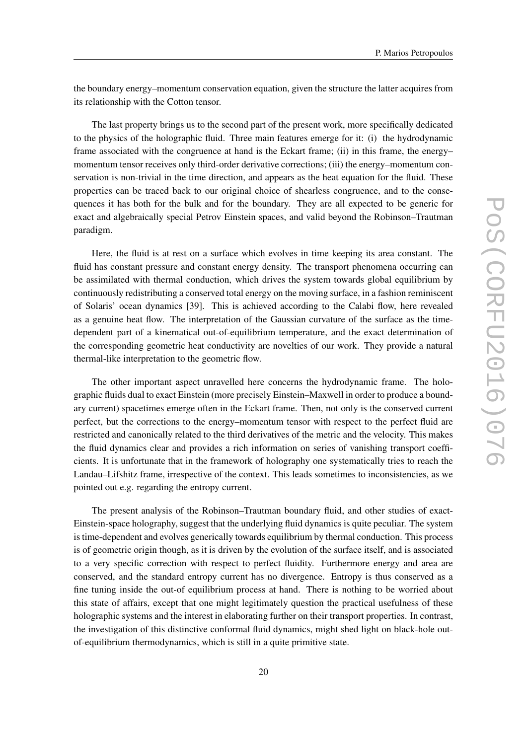the boundary energy–momentum conservation equation, given the structure the latter acquires from its relationship with the Cotton tensor.

The last property brings us to the second part of the present work, more specifically dedicated to the physics of the holographic fluid. Three main features emerge for it: (i) the hydrodynamic frame associated with the congruence at hand is the Eckart frame; (ii) in this frame, the energy–momentum tensor receives only third-order derivative corrections; (iii) the energy–momentum conservation is non-trivial in the time direction, and appears as the heat equation for the fluid. These properties can be traced back to our original choice of shearless congruence, and to the consequences it has both for the bulk and for the boundary. They are all expected to be generic for exact and algebraically special Petrov Einstein spaces, and valid beyond the Robinson–Trautman paradigm.

Here, the fluid is at rest on a surface which evolves in time keeping its area constant. The fluid has constant pressure and constant energy density. The transport phenomena occurring can be assimilated with thermal conduction, which drives the system towards global equilibrium by continuously redistributing a conserved total energy on the moving surface, in a fashion reminiscent of Solaris' ocean dynamics [39]. This is achieved according to the Calabi flow, here revealed as a genuine heat flow. The interpretation of the Gaussian curvature of the surface as the time-dependent part of a kinematical out-of-equilibrium temperature, and the exact determination of the corresponding geometric heat conductivity are novelties of our work. They provide a natural thermal-like interpretation to the geometric flow.

The other important aspect unravelled here concerns the hydrodynamic frame. The holographic fluids dual to exact Einstein (more precisely Einstein–Maxwell in order to produce a boundary current) spacetimes emerge often in the Eckart frame. Then, not only is the conserved current perfect, but the corrections to the energy–momentum tensor with respect to the perfect fluid are restricted and canonically related to the third derivatives of the metric and the velocity. This makes the fluid dynamics clear and provides a rich information on series of vanishing transport coefficients. It is unfortunate that in the framework of holography one systematically tries to reach the Landau–Lifshitz frame, irrespective of the context. This leads sometimes to inconsistencies, as we pointed out e.g. regarding the entropy current.

The present analysis of the Robinson–Trautman boundary fluid, and other studies of exact-Einstein-space holography, suggest that the underlying fluid dynamics is quite peculiar. The system is time-dependent and evolves generically towards equilibrium by thermal conduction. This process is of geometric origin though, as it is driven by the evolution of the surface itself, and is associated to a very specific correction with respect to perfect fluidity. Furthermore energy and area are conserved, and the standard entropy current has no divergence. Entropy is thus conserved as a fine tuning inside the out-of equilibrium process at hand. There is nothing to be worried about this state of affairs, except that one might legitimately question the practical usefulness of these holographic systems and the interest in elaborating further on their transport properties. In contrast, the investigation of this distinctive conformal fluid dynamics, might shed light on black-hole out-of-equilibrium thermodynamics, which is still in a quite primitive state.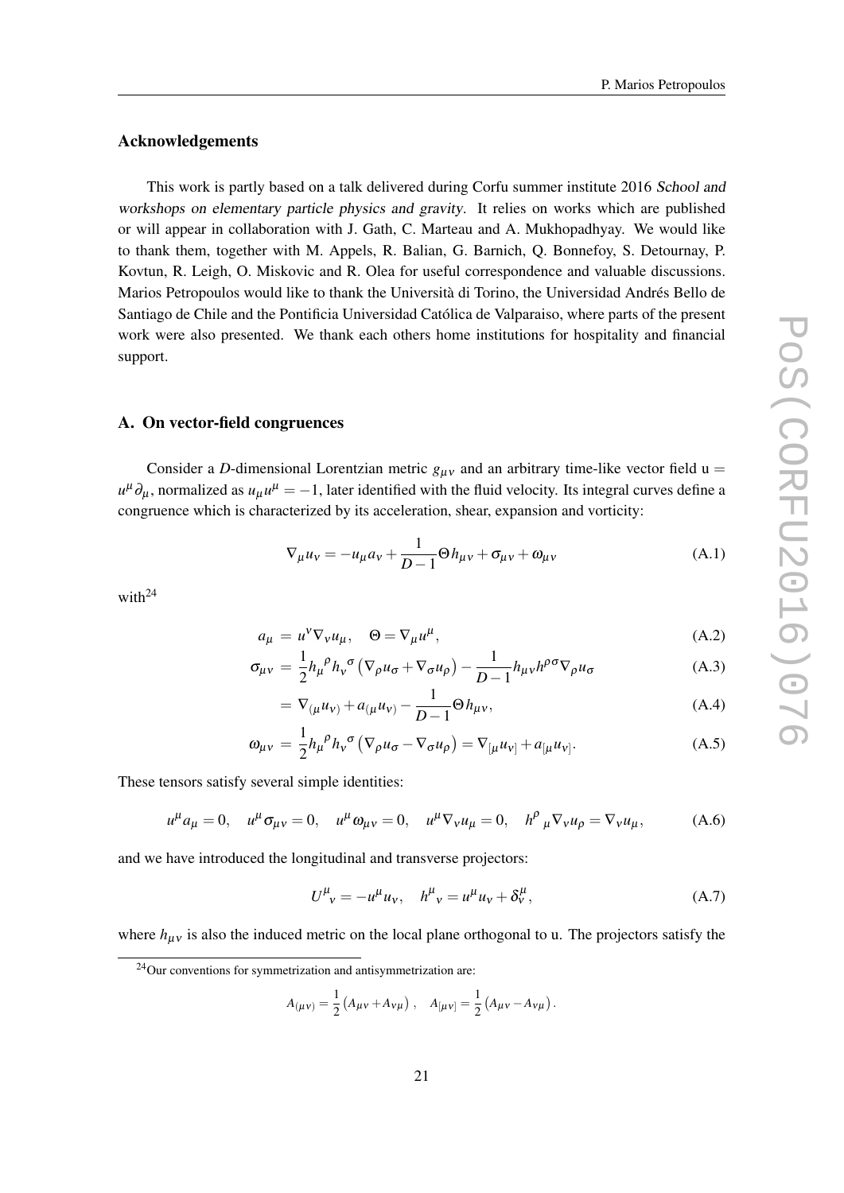## Acknowledgements

This work is partly based on a talk delivered during Corfu summer institute 2016 *School and workshops on elementary particle physics and gravity*. It relies on works which are published or will appear in collaboration with J. Gath, C. Marteau and A. Mukhopadhyay. We would like to thank them, together with M. Appels, R. Balian, G. Barnich, Q. Bonnefoy, S. Detournay, P. Kovtun, R. Leigh, O. Miskovic and R. Olea for useful correspondence and valuable discussions. Marios Petropoulos would like to thank the Università di Torino, the Universidad Andrés Bello de Santiago de Chile and the Pontificia Universidad Católica de Valparaiso, where parts of the present work were also presented. We thank each others home institutions for hospitality and financial support.

## A. On vector-field congruences

Consider a $D$-dimensional Lorentzian metric $g_{\mu\nu}$ and an arbitrary time-like vector field $\mathrm{u} = u^\mu\partial_\mu$, normalized as $u_\mu u^\mu = -1$, later identified with the fluid velocity. Its integral curves define a congruence which is characterized by its acceleration, shear, expansion and vorticity:

$$\nabla_\mu u_\nu = -u_\mu a_\nu + \frac{1}{D-1}\Theta h_{\mu\nu} + \sigma_{\mu\nu} + \omega_{\mu\nu} \tag{A.1}$$

with[24]

$$a_\mu = u^\nu \nabla_\nu u_\mu, \quad \Theta = \nabla_\mu u^\mu, \tag{A.2}$$

$$\sigma_{\mu\nu} = \frac{1}{2} h_\mu{}^\rho h_\nu{}^\sigma \left(\nabla_\rho u_\sigma + \nabla_\sigma u_\rho\right) - \frac{1}{D-1} h_{\mu\nu} h^{\rho\sigma} \nabla_\rho u_\sigma \tag{A.3}$$

$$= \nabla_{(\mu} u_{\nu)} + a_{(\mu} u_{\nu)} - \frac{1}{D-1}\Theta h_{\mu\nu}, \tag{A.4}$$

$$\omega_{\mu\nu} = \frac{1}{2} h_\mu{}^\rho h_\nu{}^\sigma \left(\nabla_\rho u_\sigma - \nabla_\sigma u_\rho\right) = \nabla_{[\mu} u_{\nu]} + a_{[\mu} u_{\nu]}. \tag{A.5}$$

These tensors satisfy several simple identities:

$$u^\mu a_\mu = 0, \quad u^\mu \sigma_{\mu\nu} = 0, \quad u^\mu \omega_{\mu\nu} = 0, \quad u^\mu \nabla_\nu u_\mu = 0, \quad h^\rho{}_\mu \nabla_\nu u_\rho = \nabla_\nu u_\mu, \tag{A.6}$$

and we have introduced the longitudinal and transverse projectors:

$$U^\mu{}_\nu = -u^\mu u_\nu, \quad h^\mu{}_\nu = u^\mu u_\nu + \delta^\mu_\nu, \tag{A.7}$$

where $h_{\mu\nu}$ is also the induced metric on the local plane orthogonal to u. The projectors satisfy the

[24] Our conventions for symmetrization and antisymmetrization are:

$$A_{(\mu\nu)} = \frac{1}{2}\left(A_{\mu\nu} + A_{\nu\mu}\right), \quad A_{[\mu\nu]} = \frac{1}{2}\left(A_{\mu\nu} - A_{\nu\mu}\right).$$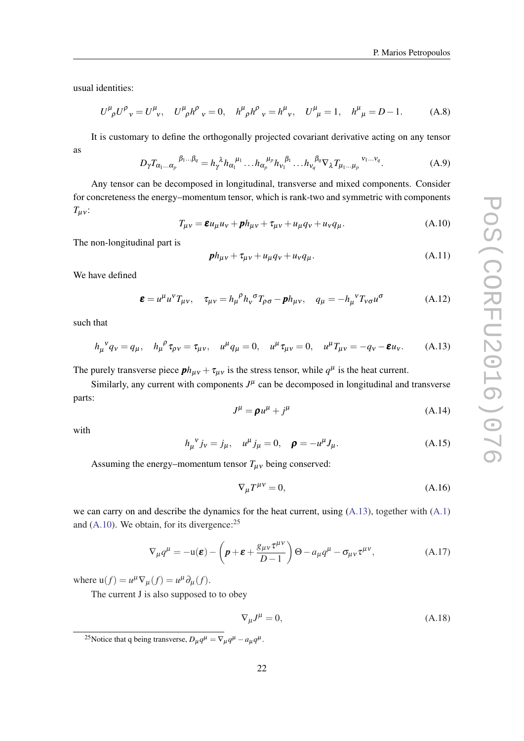usual identities:

$$U^{\mu}{}_{\rho}U^{\rho}{}_{\nu} = U^{\mu}{}_{\nu}, \quad U^{\mu}{}_{\rho}h^{\rho}{}_{\nu} = 0, \quad h^{\mu}{}_{\rho}h^{\rho}{}_{\nu} = h^{\mu}{}_{\nu}, \quad U^{\mu}{}_{\mu} = 1, \quad h^{\mu}{}_{\mu} = D-1. \tag{A.8}$$

It is customary to define the orthogonally projected covariant derivative acting on any tensor as

$$D_{\gamma}T_{\alpha_1\ldots\alpha_p}{}^{\beta_1\ldots\beta_q} = h_{\gamma}{}^{\lambda}h_{\alpha_1}{}^{\mu_1}\ldots h_{\alpha_p}{}^{\mu_p}h_{\nu_1}{}^{\beta_1}\ldots h_{\nu_q}{}^{\beta_q}\nabla_{\lambda}T_{\mu_1\ldots\mu_p}{}^{\nu_1\ldots\nu_q}. \tag{A.9}$$

Any tensor can be decomposed in longitudinal, transverse and mixed components. Consider for concreteness the energy–momentum tensor, which is rank-two and symmetric with components $T_{\mu\nu}$:

$$T_{\mu\nu} = \boldsymbol{\varepsilon}u_{\mu}u_{\nu} + \boldsymbol{p}h_{\mu\nu} + \tau_{\mu\nu} + u_{\mu}q_{\nu} + u_{\nu}q_{\mu}. \tag{A.10}$$

The non-longitudinal part is

$$\boldsymbol{p}h_{\mu\nu} + \tau_{\mu\nu} + u_{\mu}q_{\nu} + u_{\nu}q_{\mu}. \tag{A.11}$$

We have defined

$$\boldsymbol{\varepsilon} = u^{\mu}u^{\nu}T_{\mu\nu}, \quad \tau_{\mu\nu} = h_{\mu}{}^{\rho}h_{\nu}{}^{\sigma}T_{\rho\sigma} - \boldsymbol{p}h_{\mu\nu}, \quad q_{\mu} = -h_{\mu}{}^{\nu}T_{\nu\sigma}u^{\sigma} \tag{A.12}$$

such that

$$h_{\mu}{}^{\nu}q_{\nu} = q_{\mu}, \quad h_{\mu}{}^{\rho}\tau_{\rho\nu} = \tau_{\mu\nu}, \quad u^{\mu}q_{\mu} = 0, \quad u^{\mu}\tau_{\mu\nu} = 0, \quad u^{\mu}T_{\mu\nu} = -q_{\nu} - \boldsymbol{\varepsilon}u_{\nu}. \tag{A.13}$$

The purely transverse piece $\boldsymbol{p}h_{\mu\nu} + \tau_{\mu\nu}$ is the stress tensor, while $q^{\mu}$ is the heat current.

Similarly, any current with components $J^{\mu}$ can be decomposed in longitudinal and transverse parts:

$$J^{\mu} = \boldsymbol{\rho}u^{\mu} + j^{\mu} \tag{A.14}$$

with

$$h_{\mu}{}^{\nu}j_{\nu} = j_{\mu}, \quad u^{\mu}j_{\mu} = 0, \quad \boldsymbol{\rho} = -u^{\mu}J_{\mu}. \tag{A.15}$$

Assuming the energy–momentum tensor $T_{\mu\nu}$ being conserved:

$$\nabla_{\mu}T^{\mu\nu} = 0, \tag{A.16}$$

we can carry on and describe the dynamics for the heat current, using (A.13), together with (A.1) and (A.10). We obtain, for its divergence:[25]

$$\nabla_{\mu}q^{\mu} = -\mathrm{u}(\boldsymbol{\varepsilon}) - \left(\boldsymbol{p} + \boldsymbol{\varepsilon} + \frac{g_{\mu\nu}\tau^{\mu\nu}}{D-1}\right)\Theta - a_{\mu}q^{\mu} - \sigma_{\mu\nu}\tau^{\mu\nu}, \tag{A.17}$$

where $\mathrm{u}(f) = u^{\mu}\nabla_{\mu}(f) = u^{\mu}\partial_{\mu}(f)$.

The current J is also supposed to to obey

$$\nabla_{\mu}J^{\mu} = 0, \tag{A.18}$$

[25] Notice that q being transverse, $D_{\mu}q^{\mu} = \nabla_{\mu}q^{\mu} - a_{\mu}q^{\mu}$.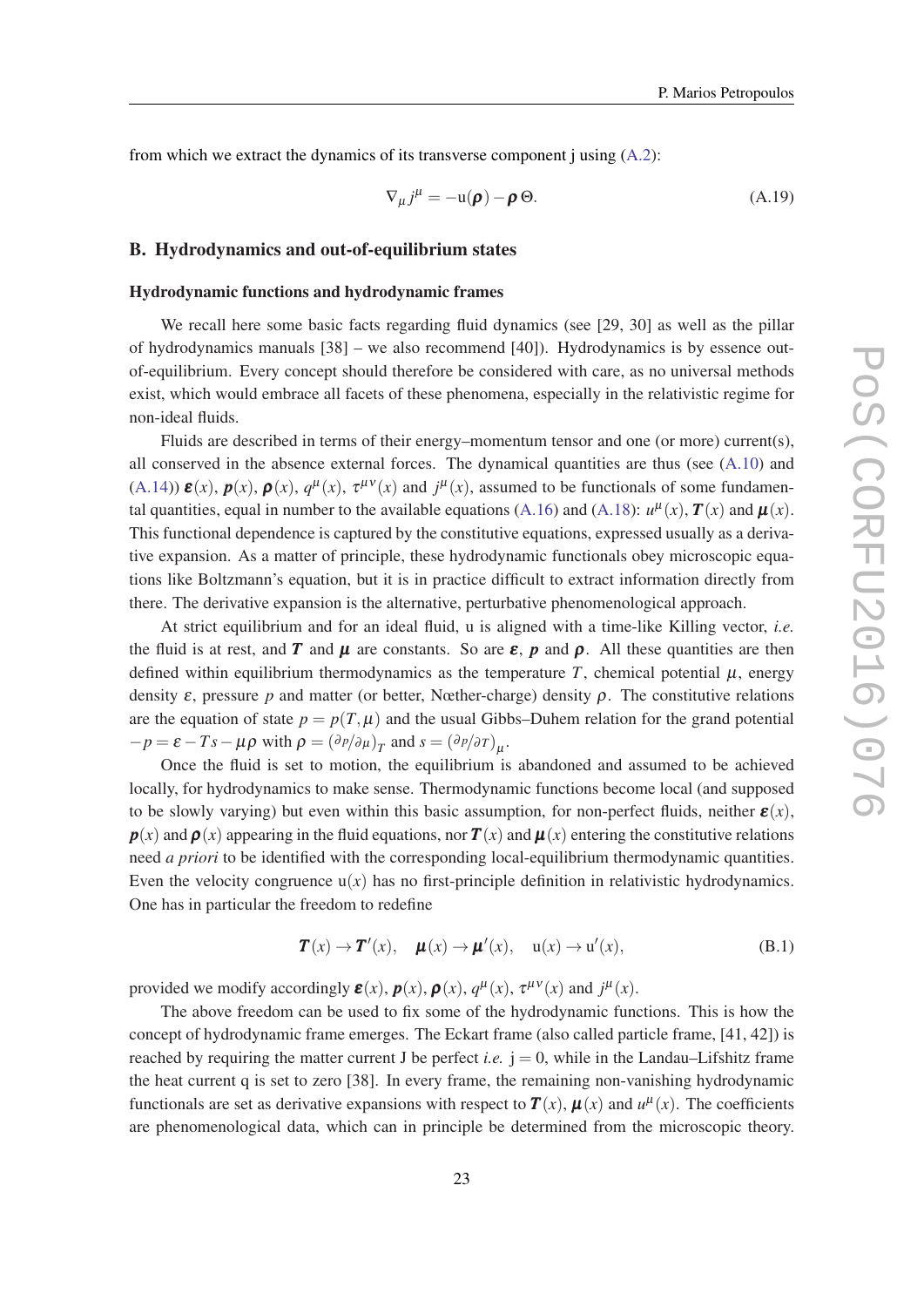from which we extract the dynamics of its transverse component j using (A.2):

$$\nabla_\mu j^\mu = -\mathrm{u}(\boldsymbol{\rho}) - \boldsymbol{\rho}\,\Theta. \tag{A.19}$$

## B. Hydrodynamics and out-of-equilibrium states

### Hydrodynamic functions and hydrodynamic frames

We recall here some basic facts regarding fluid dynamics (see [29, 30] as well as the pillar of hydrodynamics manuals [38] – we also recommend [40]). Hydrodynamics is by essence out-of-equilibrium. Every concept should therefore be considered with care, as no universal methods exist, which would embrace all facets of these phenomena, especially in the relativistic regime for non-ideal fluids.

Fluids are described in terms of their energy–momentum tensor and one (or more) current(s), all conserved in the absence external forces. The dynamical quantities are thus (see (A.10) and (A.14)) $\boldsymbol{\varepsilon}(x)$, $\boldsymbol{p}(x)$, $\boldsymbol{\rho}(x)$, $q^\mu(x)$, $\tau^{\mu\nu}(x)$ and $j^\mu(x)$, assumed to be functionals of some fundamental quantities, equal in number to the available equations (A.16) and (A.18): $u^\mu(x)$, $\boldsymbol{T}(x)$ and $\boldsymbol{\mu}(x)$. This functional dependence is captured by the constitutive equations, expressed usually as a derivative expansion. As a matter of principle, these hydrodynamic functionals obey microscopic equations like Boltzmann's equation, but it is in practice difficult to extract information directly from there. The derivative expansion is the alternative, perturbative phenomenological approach.

At strict equilibrium and for an ideal fluid, u is aligned with a time-like Killing vector, *i.e.* the fluid is at rest, and $\boldsymbol{T}$ and $\boldsymbol{\mu}$ are constants. So are $\boldsymbol{\varepsilon}$, $\boldsymbol{p}$ and $\boldsymbol{\rho}$. All these quantities are then defined within equilibrium thermodynamics as the temperature $T$, chemical potential $\mu$, energy density $\varepsilon$, pressure $p$ and matter (or better, Nœther-charge) density $\rho$. The constitutive relations are the equation of state $p = p(T,\mu)$ and the usual Gibbs–Duhem relation for the grand potential $-p = \varepsilon - Ts - \mu\rho$ with $\rho = \left({\partial p}/{\partial \mu}\right)_T$ and $s = \left({\partial p}/{\partial T}\right)_\mu$.

Once the fluid is set to motion, the equilibrium is abandoned and assumed to be achieved locally, for hydrodynamics to make sense. Thermodynamic functions become local (and supposed to be slowly varying) but even within this basic assumption, for non-perfect fluids, neither $\boldsymbol{\varepsilon}(x)$, $\boldsymbol{p}(x)$ and $\boldsymbol{\rho}(x)$ appearing in the fluid equations, nor $\boldsymbol{T}(x)$ and $\boldsymbol{\mu}(x)$ entering the constitutive relations need *a priori* to be identified with the corresponding local-equilibrium thermodynamic quantities. Even the velocity congruence $\mathrm{u}(x)$ has no first-principle definition in relativistic hydrodynamics. One has in particular the freedom to redefine

$$\boldsymbol{T}(x) \to \boldsymbol{T}'(x), \quad \boldsymbol{\mu}(x) \to \boldsymbol{\mu}'(x), \quad \mathrm{u}(x) \to \mathrm{u}'(x), \tag{B.1}$$

provided we modify accordingly $\boldsymbol{\varepsilon}(x)$, $\boldsymbol{p}(x)$, $\boldsymbol{\rho}(x)$, $q^\mu(x)$, $\tau^{\mu\nu}(x)$ and $j^\mu(x)$.

The above freedom can be used to fix some of the hydrodynamic functions. This is how the concept of hydrodynamic frame emerges. The Eckart frame (also called particle frame, [41, 42]) is reached by requiring the matter current J be perfect *i.e.* $\mathrm{j} = 0$, while in the Landau–Lifshitz frame the heat current q is set to zero [38]. In every frame, the remaining non-vanishing hydrodynamic functionals are set as derivative expansions with respect to $\boldsymbol{T}(x)$, $\boldsymbol{\mu}(x)$ and $u^\mu(x)$. The coefficients are phenomenological data, which can in principle be determined from the microscopic theory.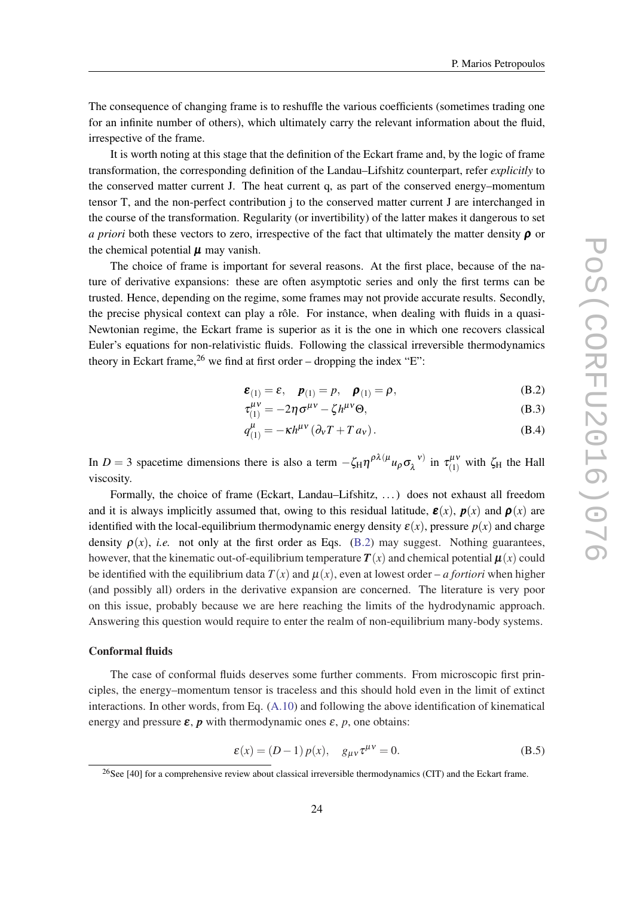The consequence of changing frame is to reshuffle the various coefficients (sometimes trading one for an infinite number of others), which ultimately carry the relevant information about the fluid, irrespective of the frame.

It is worth noting at this stage that the definition of the Eckart frame and, by the logic of frame transformation, the corresponding definition of the Landau–Lifshitz counterpart, refer *explicitly* to the conserved matter current J. The heat current q, as part of the conserved energy–momentum tensor T, and the non-perfect contribution j to the conserved matter current J are interchanged in the course of the transformation. Regularity (or invertibility) of the latter makes it dangerous to set *a priori* both these vectors to zero, irrespective of the fact that ultimately the matter density $\boldsymbol{\rho}$ or the chemical potential $\boldsymbol{\mu}$ may vanish.

The choice of frame is important for several reasons. At the first place, because of the nature of derivative expansions: these are often asymptotic series and only the first terms can be trusted. Hence, depending on the regime, some frames may not provide accurate results. Secondly, the precise physical context can play a rôle. For instance, when dealing with fluids in a quasi-Newtonian regime, the Eckart frame is superior as it is the one in which one recovers classical Euler's equations for non-relativistic fluids. Following the classical irreversible thermodynamics theory in Eckart frame,[26] we find at first order – dropping the index "E":

$$\boldsymbol{\varepsilon}_{(1)} = \varepsilon, \quad \boldsymbol{p}_{(1)} = p, \quad \boldsymbol{\rho}_{(1)} = \rho, \tag{B.2}$$

$$\tau^{\mu\nu}_{(1)} = -2\eta\sigma^{\mu\nu} - \zeta h^{\mu\nu}\Theta, \tag{B.3}$$

$$q^{\mu}_{(1)} = -\kappa h^{\mu\nu}\left(\partial_\nu T + T\, a_\nu\right). \tag{B.4}$$

In $D = 3$ spacetime dimensions there is also a term $-\zeta_{\mathrm{H}}\eta^{\rho\lambda(\mu}u_\rho \sigma_\lambda{}^{\nu)}$ in $\tau^{\mu\nu}_{(1)}$ with $\zeta_{\mathrm{H}}$ the Hall viscosity.

Formally, the choice of frame (Eckart, Landau–Lifshitz, ...) does not exhaust all freedom and it is always implicitly assumed that, owing to this residual latitude, $\boldsymbol{\varepsilon}(x)$, $\boldsymbol{p}(x)$ and $\boldsymbol{\rho}(x)$ are identified with the local-equilibrium thermodynamic energy density $\varepsilon(x)$, pressure $p(x)$ and charge density $\rho(x)$, *i.e.* not only at the first order as Eqs. (B.2) may suggest. Nothing guarantees, however, that the kinematic out-of-equilibrium temperature $\boldsymbol{T}(x)$ and chemical potential $\boldsymbol{\mu}(x)$ could be identified with the equilibrium data $T(x)$ and $\mu(x)$, even at lowest order – *a fortiori* when higher (and possibly all) orders in the derivative expansion are concerned. The literature is very poor on this issue, probably because we are here reaching the limits of the hydrodynamic approach. Answering this question would require to enter the realm of non-equilibrium many-body systems.

**Conformal fluids**

The case of conformal fluids deserves some further comments. From microscopic first principles, the energy–momentum tensor is traceless and this should hold even in the limit of extinct interactions. In other words, from Eq. (A.10) and following the above identification of kinematical energy and pressure $\boldsymbol{\varepsilon}$, $\boldsymbol{p}$ with thermodynamic ones $\varepsilon$, $p$, one obtains:

$$\varepsilon(x) = (D-1)\, p(x), \quad g_{\mu\nu}\tau^{\mu\nu} = 0. \tag{B.5}$$

[26] See [40] for a comprehensive review about classical irreversible thermodynamics (CIT) and the Eckart frame.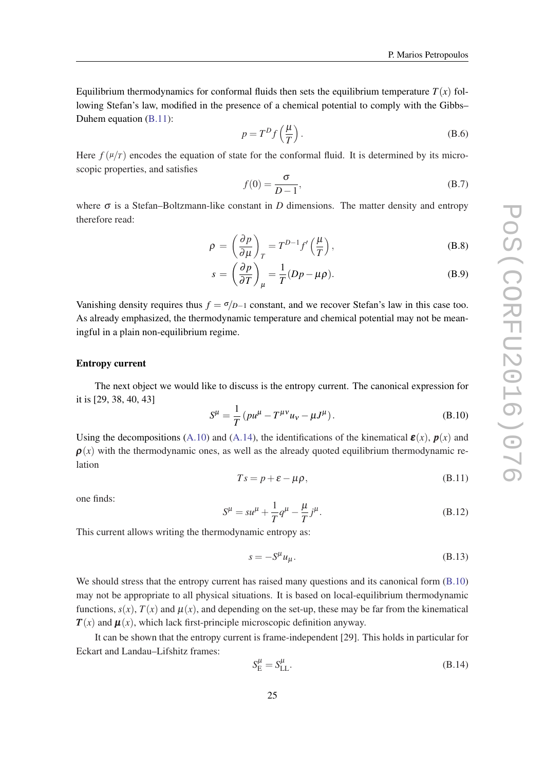Equilibrium thermodynamics for conformal fluids then sets the equilibrium temperature $T(x)$ following Stefan's law, modified in the presence of a chemical potential to comply with the Gibbs–Duhem equation (B.11):

$$p = T^D f\left(\frac{\mu}{T}\right). \tag{B.6}$$

Here $f(\mu/T)$ encodes the equation of state for the conformal fluid. It is determined by its microscopic properties, and satisfies

$$f(0) = \frac{\sigma}{D-1}, \tag{B.7}$$

where $\sigma$ is a Stefan–Boltzmann-like constant in $D$ dimensions. The matter density and entropy therefore read:

$$\rho = \left(\frac{\partial p}{\partial \mu}\right)_T = T^{D-1} f'\left(\frac{\mu}{T}\right), \tag{B.8}$$

$$s = \left(\frac{\partial p}{\partial T}\right)_\mu = \frac{1}{T}(Dp - \mu\rho). \tag{B.9}$$

Vanishing density requires thus $f = \sigma/D-1$ constant, and we recover Stefan's law in this case too. As already emphasized, the thermodynamic temperature and chemical potential may not be meaningful in a plain non-equilibrium regime.

**Entropy current**

The next object we would like to discuss is the entropy current. The canonical expression for it is [29, 38, 40, 43]

$$S^\mu = \frac{1}{T}\left(pu^\mu - T^{\mu\nu}u_\nu - \mu J^\mu\right). \tag{B.10}$$

Using the decompositions (A.10) and (A.14), the identifications of the kinematical $\boldsymbol{\varepsilon}(x)$, $\boldsymbol{p}(x)$ and $\boldsymbol{\rho}(x)$ with the thermodynamic ones, as well as the already quoted equilibrium thermodynamic relation

$$Ts = p + \varepsilon - \mu\rho, \tag{B.11}$$

one finds:

$$S^\mu = su^\mu + \frac{1}{T}q^\mu - \frac{\mu}{T}j^\mu. \tag{B.12}$$

This current allows writing the thermodynamic entropy as:

$$s = -S^\mu u_\mu. \tag{B.13}$$

We should stress that the entropy current has raised many questions and its canonical form (B.10) may not be appropriate to all physical situations. It is based on local-equilibrium thermodynamic functions, $s(x)$, $T(x)$ and $\mu(x)$, and depending on the set-up, these may be far from the kinematical $\boldsymbol{T}(x)$ and $\boldsymbol{\mu}(x)$, which lack first-principle microscopic definition anyway.

It can be shown that the entropy current is frame-independent [29]. This holds in particular for Eckart and Landau–Lifshitz frames:

$$S^\mu_{\mathrm{E}} = S^\mu_{\mathrm{LL}}. \tag{B.14}$$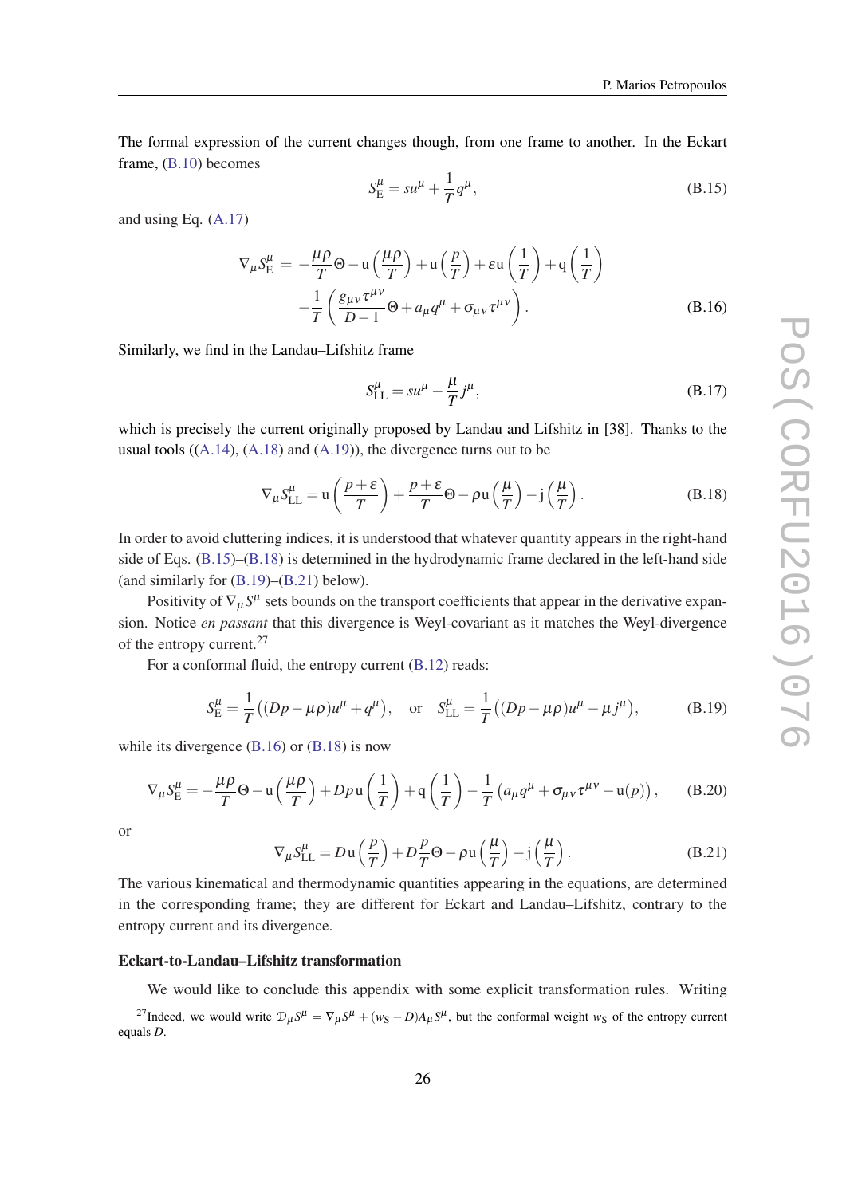The formal expression of the current changes though, from one frame to another. In the Eckart frame, (B.10) becomes

$$S^\mu_{\text{E}} = su^\mu + \frac{1}{T} q^\mu, \tag{B.15}$$

and using Eq. (A.17)

$$\begin{aligned}\nabla_\mu S^\mu_{\text{E}} \; = \; & -\frac{\mu\rho}{T}\Theta - \text{u}\left(\frac{\mu\rho}{T}\right) + \text{u}\left(\frac{p}{T}\right) + \varepsilon \text{u}\left(\frac{1}{T}\right) + \text{q}\left(\frac{1}{T}\right) \\ & -\frac{1}{T}\left(\frac{g_{\mu\nu}\tau^{\mu\nu}}{D-1}\Theta + a_\mu q^\mu + \sigma_{\mu\nu}\tau^{\mu\nu}\right).\end{aligned} \tag{B.16}$$

Similarly, we find in the Landau–Lifshitz frame

$$S^\mu_{\text{LL}} = su^\mu - \frac{\mu}{T} j^\mu, \tag{B.17}$$

which is precisely the current originally proposed by Landau and Lifshitz in [38]. Thanks to the usual tools ((A.14), (A.18) and (A.19)), the divergence turns out to be

$$\nabla_\mu S^\mu_{\text{LL}} = \text{u}\left(\frac{p+\varepsilon}{T}\right) + \frac{p+\varepsilon}{T}\Theta - \rho \text{u}\left(\frac{\mu}{T}\right) - \text{j}\left(\frac{\mu}{T}\right). \tag{B.18}$$

In order to avoid cluttering indices, it is understood that whatever quantity appears in the right-hand side of Eqs. (B.15)–(B.18) is determined in the hydrodynamic frame declared in the left-hand side (and similarly for (B.19)–(B.21) below).

Positivity of $\nabla_\mu S^\mu$ sets bounds on the transport coefficients that appear in the derivative expansion. Notice *en passant* that this divergence is Weyl-covariant as it matches the Weyl-divergence of the entropy current.[27]

For a conformal fluid, the entropy current (B.12) reads:

$$S^\mu_{\text{E}} = \frac{1}{T}\left((Dp - \mu\rho)u^\mu + q^\mu\right), \quad \text{or} \quad S^\mu_{\text{LL}} = \frac{1}{T}\left((Dp - \mu\rho)u^\mu - \mu j^\mu\right), \tag{B.19}$$

while its divergence (B.16) or (B.18) is now

$$\nabla_\mu S^\mu_{\text{E}} = -\frac{\mu\rho}{T}\Theta - \text{u}\left(\frac{\mu\rho}{T}\right) + Dp\,\text{u}\left(\frac{1}{T}\right) + \text{q}\left(\frac{1}{T}\right) - \frac{1}{T}\left(a_\mu q^\mu + \sigma_{\mu\nu}\tau^{\mu\nu} - \text{u}(p)\right), \tag{B.20}$$

or

$$\nabla_\mu S^\mu_{\text{LL}} = D\text{u}\left(\frac{p}{T}\right) + D\frac{p}{T}\Theta - \rho \text{u}\left(\frac{\mu}{T}\right) - \text{j}\left(\frac{\mu}{T}\right). \tag{B.21}$$

The various kinematical and thermodynamic quantities appearing in the equations, are determined in the corresponding frame; they are different for Eckart and Landau–Lifshitz, contrary to the entropy current and its divergence.

**Eckart-to-Landau–Lifshitz transformation**

We would like to conclude this appendix with some explicit transformation rules. Writing

[27] Indeed, we would write $\mathscr{D}_\mu S^\mu = \nabla_\mu S^\mu + (w_{\text{S}} - D)A_\mu S^\mu$, but the conformal weight $w_{\text{S}}$ of the entropy current equals $D$.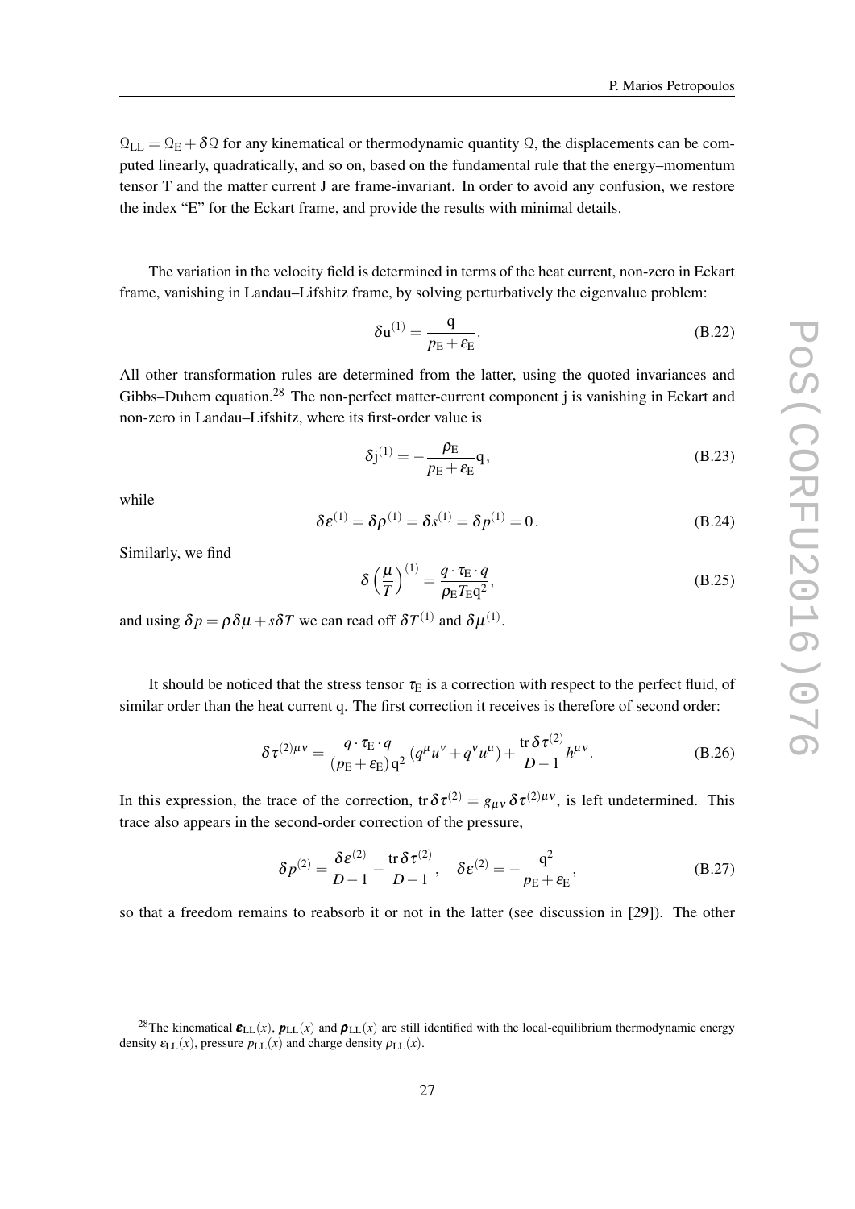$\mathcal{Q}_{\mathrm{LL}} = \mathcal{Q}_{\mathrm{E}} + \delta\mathcal{Q}$ for any kinematical or thermodynamic quantity $\mathcal{Q}$, the displacements can be computed linearly, quadratically, and so on, based on the fundamental rule that the energy–momentum tensor T and the matter current J are frame-invariant. In order to avoid any confusion, we restore the index "E" for the Eckart frame, and provide the results with minimal details.

The variation in the velocity field is determined in terms of the heat current, non-zero in Eckart frame, vanishing in Landau–Lifshitz frame, by solving perturbatively the eigenvalue problem:

$$\delta \mathrm{u}^{(1)} = \frac{\mathrm{q}}{p_{\mathrm{E}} + \varepsilon_{\mathrm{E}}}. \tag{B.22}$$

All other transformation rules are determined from the latter, using the quoted invariances and Gibbs–Duhem equation.[28] The non-perfect matter-current component j is vanishing in Eckart and non-zero in Landau–Lifshitz, where its first-order value is

$$\delta \mathrm{j}^{(1)} = -\frac{\rho_{\mathrm{E}}}{p_{\mathrm{E}} + \varepsilon_{\mathrm{E}}}\mathrm{q}, \tag{B.23}$$

while

$$\delta\varepsilon^{(1)} = \delta\rho^{(1)} = \delta s^{(1)} = \delta p^{(1)} = 0\,. \tag{B.24}$$

Similarly, we find

$$\delta\left(\frac{\mu}{T}\right)^{(1)} = \frac{q\cdot\tau_{\mathrm{E}}\cdot q}{\rho_{\mathrm{E}} T_{\mathrm{E}} \mathrm{q}^2}, \tag{B.25}$$

and using $\delta p = \rho\,\delta\mu + s\delta T$ we can read off $\delta T^{(1)}$ and $\delta\mu^{(1)}$.

It should be noticed that the stress tensor $\tau_{\mathrm{E}}$ is a correction with respect to the perfect fluid, of similar order than the heat current q. The first correction it receives is therefore of second order:

$$\delta\tau^{(2)\mu\nu} = \frac{q\cdot\tau_{\mathrm{E}}\cdot q}{(p_{\mathrm{E}} + \varepsilon_{\mathrm{E}})\,\mathrm{q}^2}\left(q^\mu u^\nu + q^\nu u^\mu\right) + \frac{\mathrm{tr}\,\delta\tau^{(2)}}{D-1}h^{\mu\nu}. \tag{B.26}$$

In this expression, the trace of the correction, $\mathrm{tr}\,\delta\tau^{(2)} = g_{\mu\nu}\,\delta\tau^{(2)\mu\nu}$, is left undetermined. This trace also appears in the second-order correction of the pressure,

$$\delta p^{(2)} = \frac{\delta\varepsilon^{(2)}}{D-1} - \frac{\mathrm{tr}\,\delta\tau^{(2)}}{D-1}, \quad \delta\varepsilon^{(2)} = -\frac{\mathrm{q}^2}{p_{\mathrm{E}} + \varepsilon_{\mathrm{E}}}, \tag{B.27}$$

so that a freedom remains to reabsorb it or not in the latter (see discussion in [29]). The other

---

[28] The kinematical $\boldsymbol{\varepsilon}_{\mathrm{LL}}(x)$, $\boldsymbol{p}_{\mathrm{LL}}(x)$ and $\boldsymbol{\rho}_{\mathrm{LL}}(x)$ are still identified with the local-equilibrium thermodynamic energy density $\varepsilon_{\mathrm{LL}}(x)$, pressure $p_{\mathrm{LL}}(x)$ and charge density $\rho_{\mathrm{LL}}(x)$.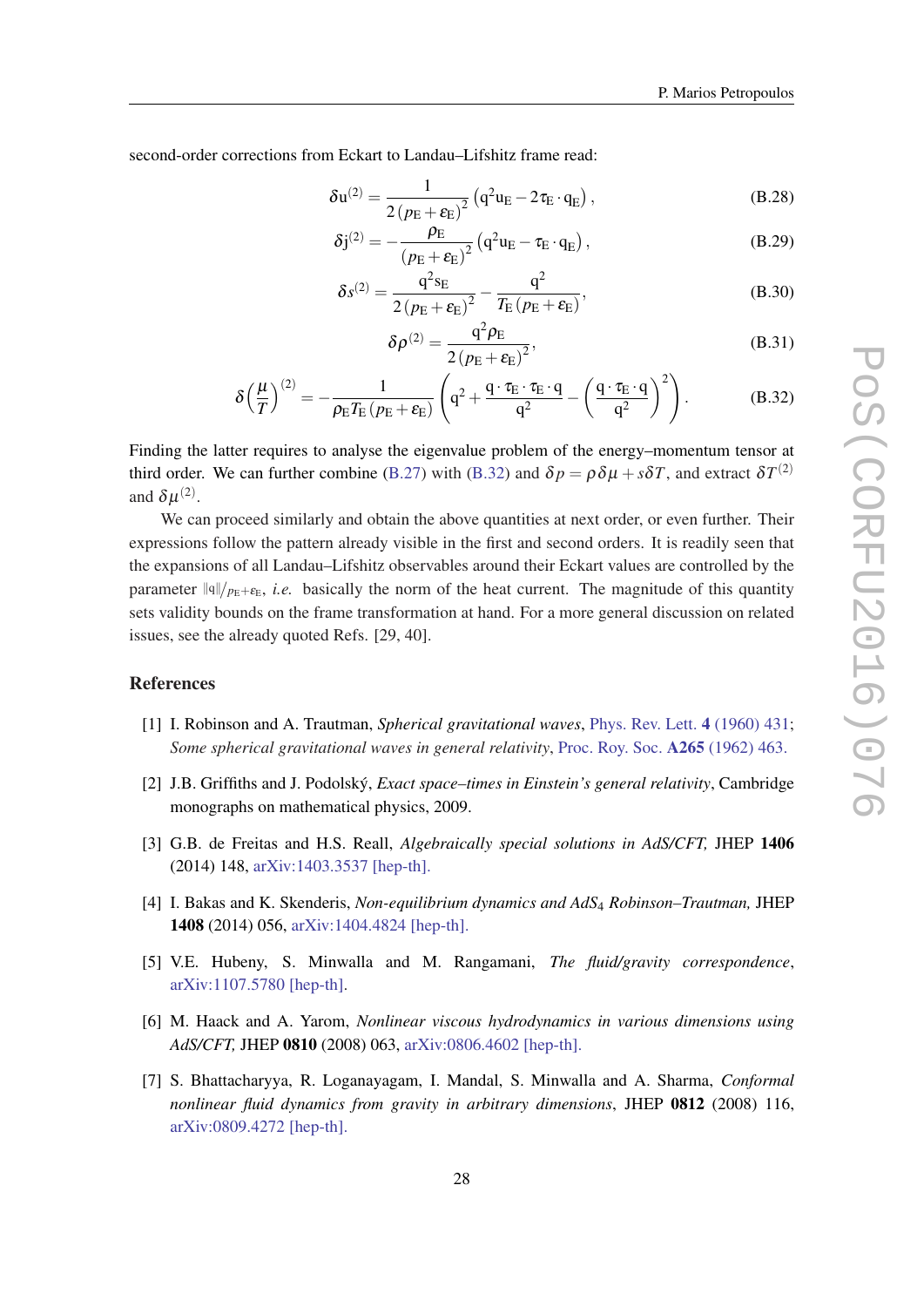second-order corrections from Eckart to Landau–Lifshitz frame read:

$$\delta \mathrm{u}^{(2)} = \frac{1}{2\left(p_{\mathrm{E}}+\varepsilon_{\mathrm{E}}\right)^2}\left(\mathrm{q}^2 \mathrm{u}_{\mathrm{E}} - 2\tau_{\mathrm{E}}\cdot \mathrm{q}_{\mathrm{E}}\right), \tag{B.28}$$

$$\delta \mathrm{j}^{(2)} = -\frac{\rho_{\mathrm{E}}}{\left(p_{\mathrm{E}}+\varepsilon_{\mathrm{E}}\right)^2}\left(\mathrm{q}^2 \mathrm{u}_{\mathrm{E}} - \tau_{\mathrm{E}}\cdot \mathrm{q}_{\mathrm{E}}\right), \tag{B.29}$$

$$\delta s^{(2)} = \frac{\mathrm{q}^2 s_{\mathrm{E}}}{2\left(p_{\mathrm{E}}+\varepsilon_{\mathrm{E}}\right)^2} - \frac{\mathrm{q}^2}{T_{\mathrm{E}}\left(p_{\mathrm{E}}+\varepsilon_{\mathrm{E}}\right)}, \tag{B.30}$$

$$\delta \rho^{(2)} = \frac{\mathrm{q}^2 \rho_{\mathrm{E}}}{2\left(p_{\mathrm{E}}+\varepsilon_{\mathrm{E}}\right)^2}, \tag{B.31}$$

$$\delta\left(\frac{\mu}{T}\right)^{(2)} = -\frac{1}{\rho_{\mathrm{E}} T_{\mathrm{E}}\left(p_{\mathrm{E}}+\varepsilon_{\mathrm{E}}\right)}\left(\mathrm{q}^2 + \frac{\mathrm{q}\cdot\tau_{\mathrm{E}}\cdot\tau_{\mathrm{E}}\cdot\mathrm{q}}{\mathrm{q}^2} - \left(\frac{\mathrm{q}\cdot\tau_{\mathrm{E}}\cdot\mathrm{q}}{\mathrm{q}^2}\right)^2\right). \tag{B.32}$$

Finding the latter requires to analyse the eigenvalue problem of the energy–momentum tensor at third order. We can further combine (B.27) with (B.32) and $\delta p = \rho\,\delta\mu + s\,\delta T$, and extract $\delta T^{(2)}$ and $\delta\mu^{(2)}$.

We can proceed similarly and obtain the above quantities at next order, or even further. Their expressions follow the pattern already visible in the first and second orders. It is readily seen that the expansions of all Landau–Lifshitz observables around their Eckart values are controlled by the parameter $\|\mathrm{q}\|/p_{\mathrm{E}}+\varepsilon_{\mathrm{E}}$, *i.e.* basically the norm of the heat current. The magnitude of this quantity sets validity bounds on the frame transformation at hand. For a more general discussion on related issues, see the already quoted Refs. [29, 40].

## References

[1] I. Robinson and A. Trautman, *Spherical gravitational waves*, Phys. Rev. Lett. **4** (1960) 431; *Some spherical gravitational waves in general relativity*, Proc. Roy. Soc. **A265** (1962) 463.

[2] J.B. Griffiths and J. Podolský, *Exact space–times in Einstein's general relativity*, Cambridge monographs on mathematical physics, 2009.

[3] G.B. de Freitas and H.S. Reall, *Algebraically special solutions in AdS/CFT,* JHEP **1406** (2014) 148, arXiv:1403.3537 [hep-th].

[4] I. Bakas and K. Skenderis, *Non-equilibrium dynamics and AdS$_4$ Robinson–Trautman,* JHEP **1408** (2014) 056, arXiv:1404.4824 [hep-th].

[5] V.E. Hubeny, S. Minwalla and M. Rangamani, *The fluid/gravity correspondence*, arXiv:1107.5780 [hep-th].

[6] M. Haack and A. Yarom, *Nonlinear viscous hydrodynamics in various dimensions using AdS/CFT,* JHEP **0810** (2008) 063, arXiv:0806.4602 [hep-th].

[7] S. Bhattacharyya, R. Loganayagam, I. Mandal, S. Minwalla and A. Sharma, *Conformal nonlinear fluid dynamics from gravity in arbitrary dimensions*, JHEP **0812** (2008) 116, arXiv:0809.4272 [hep-th].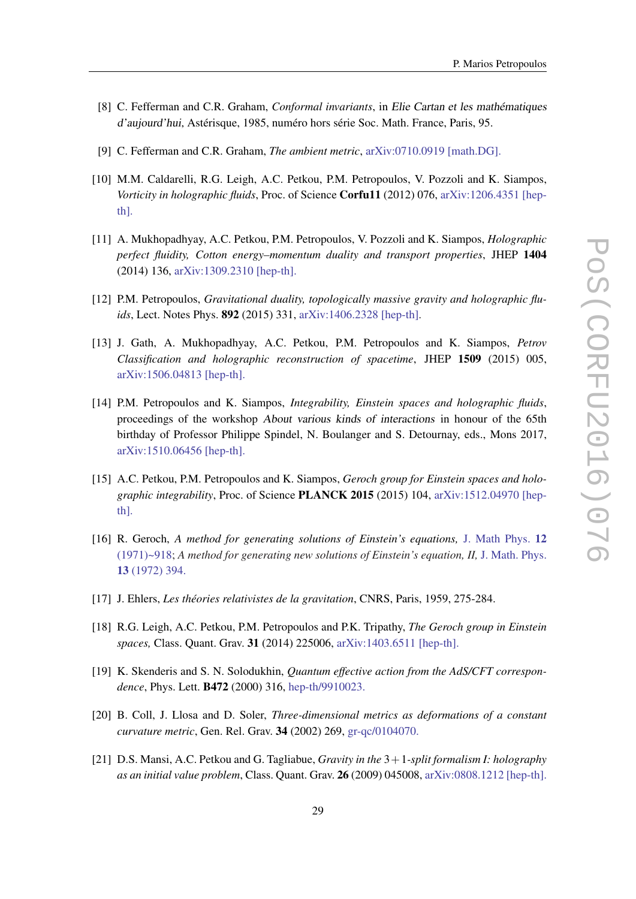[8] C. Fefferman and C.R. Graham, *Conformal invariants*, in Elie Cartan et les mathématiques d'aujourd'hui, Astérisque, 1985, numéro hors série Soc. Math. France, Paris, 95.

[9] C. Fefferman and C.R. Graham, *The ambient metric*, arXiv:0710.0919 [math.DG].

[10] M.M. Caldarelli, R.G. Leigh, A.C. Petkou, P.M. Petropoulos, V. Pozzoli and K. Siampos, *Vorticity in holographic fluids*, Proc. of Science **Corfu11** (2012) 076, arXiv:1206.4351 [hep-th].

[11] A. Mukhopadhyay, A.C. Petkou, P.M. Petropoulos, V. Pozzoli and K. Siampos, *Holographic perfect fluidity, Cotton energy–momentum duality and transport properties*, JHEP **1404** (2014) 136, arXiv:1309.2310 [hep-th].

[12] P.M. Petropoulos, *Gravitational duality, topologically massive gravity and holographic fluids*, Lect. Notes Phys. **892** (2015) 331, arXiv:1406.2328 [hep-th].

[13] J. Gath, A. Mukhopadhyay, A.C. Petkou, P.M. Petropoulos and K. Siampos, *Petrov Classification and holographic reconstruction of spacetime*, JHEP **1509** (2015) 005, arXiv:1506.04813 [hep-th].

[14] P.M. Petropoulos and K. Siampos, *Integrability, Einstein spaces and holographic fluids*, proceedings of the workshop About various kinds of interactions in honour of the 65th birthday of Professor Philippe Spindel, N. Boulanger and S. Detournay, eds., Mons 2017, arXiv:1510.06456 [hep-th].

[15] A.C. Petkou, P.M. Petropoulos and K. Siampos, *Geroch group for Einstein spaces and holographic integrability*, Proc. of Science **PLANCK 2015** (2015) 104, arXiv:1512.04970 [hep-th].

[16] R. Geroch, *A method for generating solutions of Einstein's equations,* J. Math Phys. **12** (1971)~918; *A method for generating new solutions of Einstein's equation, II,* J. Math. Phys. **13** (1972) 394.

[17] J. Ehlers, *Les théories relativistes de la gravitation*, CNRS, Paris, 1959, 275-284.

[18] R.G. Leigh, A.C. Petkou, P.M. Petropoulos and P.K. Tripathy, *The Geroch group in Einstein spaces,* Class. Quant. Grav. **31** (2014) 225006, arXiv:1403.6511 [hep-th].

[19] K. Skenderis and S. N. Solodukhin, *Quantum effective action from the AdS/CFT correspondence*, Phys. Lett. **B472** (2000) 316, hep-th/9910023.

[20] B. Coll, J. Llosa and D. Soler, *Three-dimensional metrics as deformations of a constant curvature metric*, Gen. Rel. Grav. **34** (2002) 269, gr-qc/0104070.

[21] D.S. Mansi, A.C. Petkou and G. Tagliabue, *Gravity in the* $3+1$*-split formalism I: holography as an initial value problem*, Class. Quant. Grav. **26** (2009) 045008, arXiv:0808.1212 [hep-th].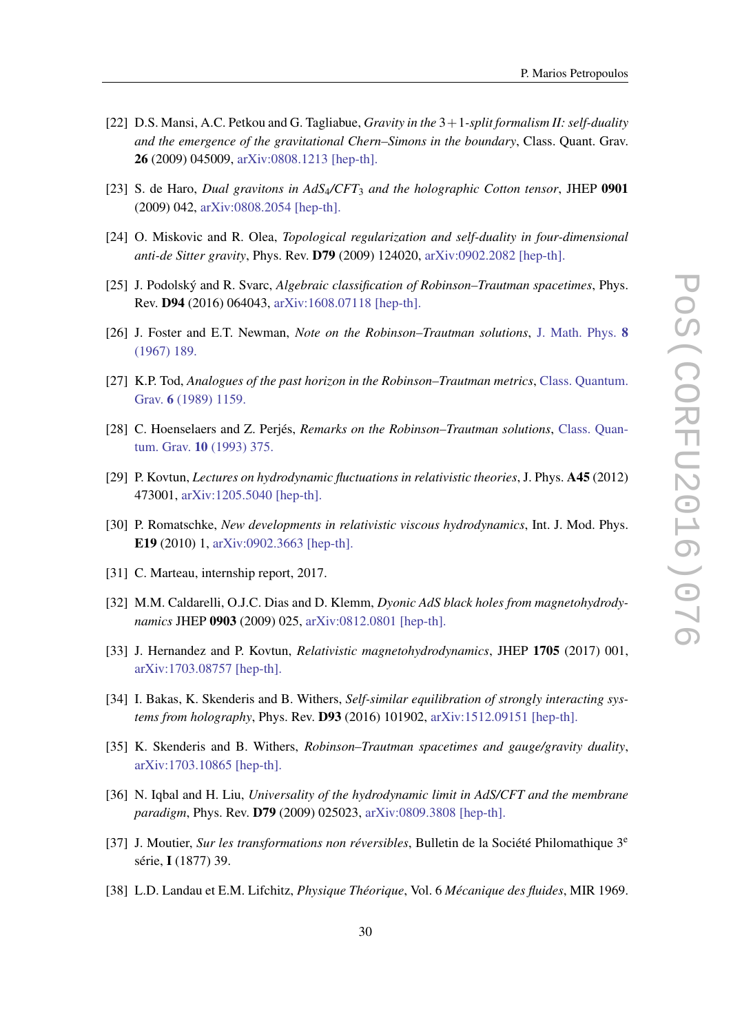[22] D.S. Mansi, A.C. Petkou and G. Tagliabue, *Gravity in the* $3+1$*-split formalism II: self-duality and the emergence of the gravitational Chern–Simons in the boundary*, Class. Quant. Grav. **26** (2009) 045009, arXiv:0808.1213 [hep-th].

[23] S. de Haro, *Dual gravitons in* $AdS_4/CFT_3$ *and the holographic Cotton tensor*, JHEP **0901** (2009) 042, arXiv:0808.2054 [hep-th].

[24] O. Miskovic and R. Olea, *Topological regularization and self-duality in four-dimensional anti-de Sitter gravity*, Phys. Rev. **D79** (2009) 124020, arXiv:0902.2082 [hep-th].

[25] J. Podolský and R. Svarc, *Algebraic classification of Robinson–Trautman spacetimes*, Phys. Rev. **D94** (2016) 064043, arXiv:1608.07118 [hep-th].

[26] J. Foster and E.T. Newman, *Note on the Robinson–Trautman solutions*, J. Math. Phys. **8** (1967) 189.

[27] K.P. Tod, *Analogues of the past horizon in the Robinson–Trautman metrics*, Class. Quantum. Grav. **6** (1989) 1159.

[28] C. Hoenselaers and Z. Perjés, *Remarks on the Robinson–Trautman solutions*, Class. Quantum. Grav. **10** (1993) 375.

[29] P. Kovtun, *Lectures on hydrodynamic fluctuations in relativistic theories*, J. Phys. **A45** (2012) 473001, arXiv:1205.5040 [hep-th].

[30] P. Romatschke, *New developments in relativistic viscous hydrodynamics*, Int. J. Mod. Phys. **E19** (2010) 1, arXiv:0902.3663 [hep-th].

[31] C. Marteau, internship report, 2017.

[32] M.M. Caldarelli, O.J.C. Dias and D. Klemm, *Dyonic AdS black holes from magnetohydrodynamics* JHEP **0903** (2009) 025, arXiv:0812.0801 [hep-th].

[33] J. Hernandez and P. Kovtun, *Relativistic magnetohydrodynamics*, JHEP **1705** (2017) 001, arXiv:1703.08757 [hep-th].

[34] I. Bakas, K. Skenderis and B. Withers, *Self-similar equilibration of strongly interacting systems from holography*, Phys. Rev. **D93** (2016) 101902, arXiv:1512.09151 [hep-th].

[35] K. Skenderis and B. Withers, *Robinson–Trautman spacetimes and gauge/gravity duality*, arXiv:1703.10865 [hep-th].

[36] N. Iqbal and H. Liu, *Universality of the hydrodynamic limit in AdS/CFT and the membrane paradigm*, Phys. Rev. **D79** (2009) 025023, arXiv:0809.3808 [hep-th].

[37] J. Moutier, *Sur les transformations non réversibles*, Bulletin de la Société Philomathique 3[e] série, **I** (1877) 39.

[38] L.D. Landau et E.M. Lifchitz, *Physique Théorique*, Vol. 6 *Mécanique des fluides*, MIR 1969.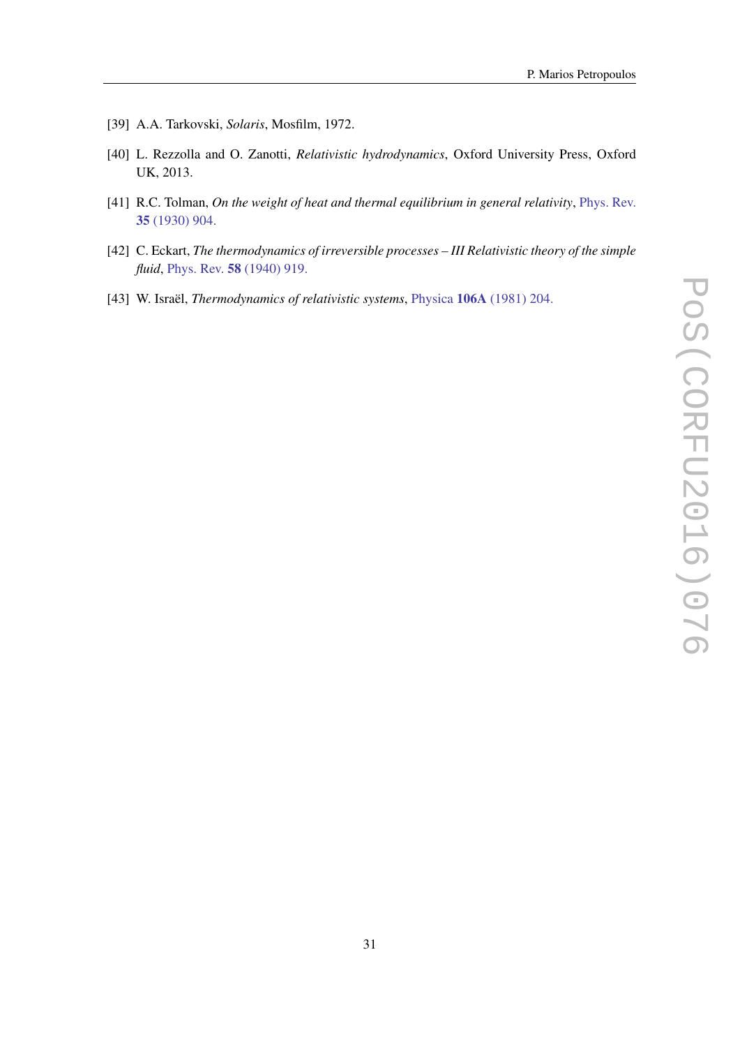[39] A.A. Tarkovski, *Solaris*, Mosfilm, 1972.

[40] L. Rezzolla and O. Zanotti, *Relativistic hydrodynamics*, Oxford University Press, Oxford UK, 2013.

[41] R.C. Tolman, *On the weight of heat and thermal equilibrium in general relativity*, Phys. Rev. **35** (1930) 904.

[42] C. Eckart, *The thermodynamics of irreversible processes – III Relativistic theory of the simple fluid*, Phys. Rev. **58** (1940) 919.

[43] W. Israël, *Thermodynamics of relativistic systems*, Physica **106A** (1981) 204.